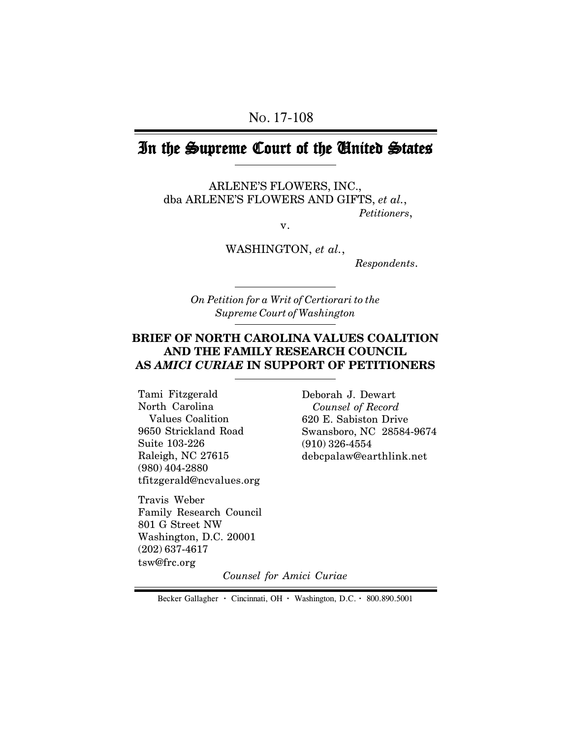No. 17-108

# In the Supreme Court of the United States

ARLENE'S FLOWERS, INC.,
dba ARLENE'S FLOWERS AND GIFTS, *et al.*,
*Petitioners*,

v.

WASHINGTON, *et al.*,
*Respondents*.

*On Petition for a Writ of Certiorari to the Supreme Court of Washington*

## BRIEF OF NORTH CAROLINA VALUES COALITION AND THE FAMILY RESEARCH COUNCIL AS *AMICI CURIAE* IN SUPPORT OF PETITIONERS

Deborah J. Dewart
*Counsel of Record*
620 E. Sabiston Drive
Swansboro, NC 28584-9674
(910) 326-4554
debcpalaw@earthlink.net

Tami Fitzgerald
North Carolina
Values Coalition
9650 Strickland Road
Suite 103-226
Raleigh, NC 27615
(980) 404-2880
tfitzgerald@ncvalues.org

Travis Weber
Family Research Council
801 G Street NW
Washington, D.C. 20001
(202) 637-4617
tsw@frc.org

*Counsel for Amici Curiae*

Becker Gallagher · Cincinnati, OH · Washington, D.C. · 800.890.5001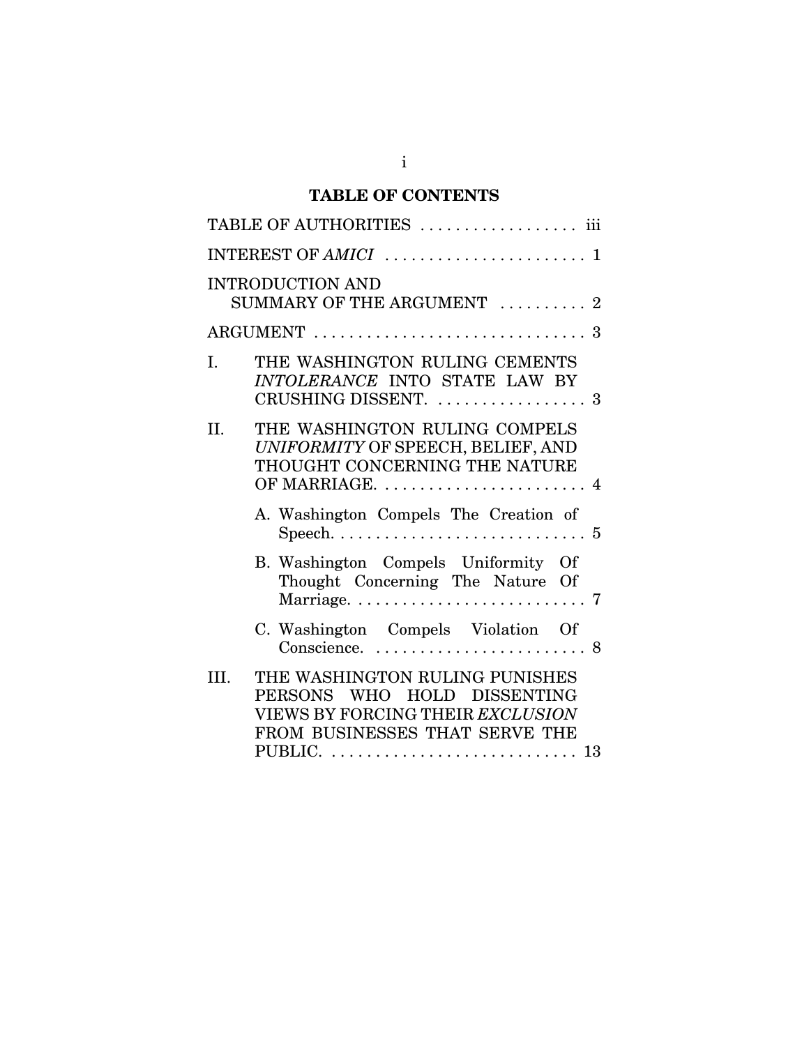# TABLE OF CONTENTS

TABLE OF AUTHORITIES . . . . . . . . . . . . . . . . . . iii

INTEREST OF *AMICI* . . . . . . . . . . . . . . . . . . . . . . . 1

INTRODUCTION AND SUMMARY OF THE ARGUMENT . . . . . . . . . . 2

ARGUMENT . . . . . . . . . . . . . . . . . . . . . . . . . . . . . . . 3

I. THE WASHINGTON RULING CEMENTS *INTOLERANCE* INTO STATE LAW BY CRUSHING DISSENT. . . . . . . . . . . . . . . . . . 3

II. THE WASHINGTON RULING COMPELS *UNIFORMITY* OF SPEECH, BELIEF, AND THOUGHT CONCERNING THE NATURE OF MARRIAGE. . . . . . . . . . . . . . . . . . . . . . . . 4

   A. Washington Compels The Creation of Speech. . . . . . . . . . . . . . . . . . . . . . . . . . . . . 5

   B. Washington Compels Uniformity Of Thought Concerning The Nature Of Marriage. . . . . . . . . . . . . . . . . . . . . . . . . . . 7

   C. Washington Compels Violation Of Conscience. . . . . . . . . . . . . . . . . . . . . . . . . 8

III. THE WASHINGTON RULING PUNISHES PERSONS WHO HOLD DISSENTING VIEWS BY FORCING THEIR *EXCLUSION* FROM BUSINESSES THAT SERVE THE PUBLIC. . . . . . . . . . . . . . . . . . . . . . . . . . . . . 13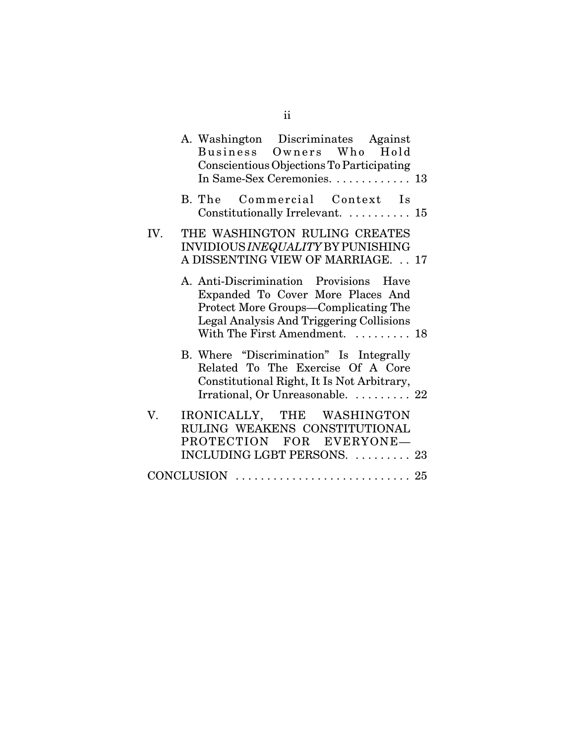A. Washington Discriminates Against Business Owners Who Hold Conscientious Objections To Participating In Same-Sex Ceremonies. . . . . . . . . . . . . 13

B. The Commercial Context Is Constitutionally Irrelevant. . . . . . . . . . . 15

IV. THE WASHINGTON RULING CREATES INVIDIOUS *INEQUALITY* BY PUNISHING A DISSENTING VIEW OF MARRIAGE. . . 17

A. Anti-Discrimination Provisions Have Expanded To Cover More Places And Protect More Groups—Complicating The Legal Analysis And Triggering Collisions With The First Amendment. . . . . . . . . 18

B. Where "Discrimination" Is Integrally Related To The Exercise Of A Core Constitutional Right, It Is Not Arbitrary, Irrational, Or Unreasonable. . . . . . . . . 22

V. IRONICALLY, THE WASHINGTON RULING WEAKENS CONSTITUTIONAL PROTECTION FOR EVERYONE—INCLUDING LGBT PERSONS. . . . . . . . . 23

CONCLUSION . . . . . . . . . . . . . . . . . . . . . . . . . . . . 25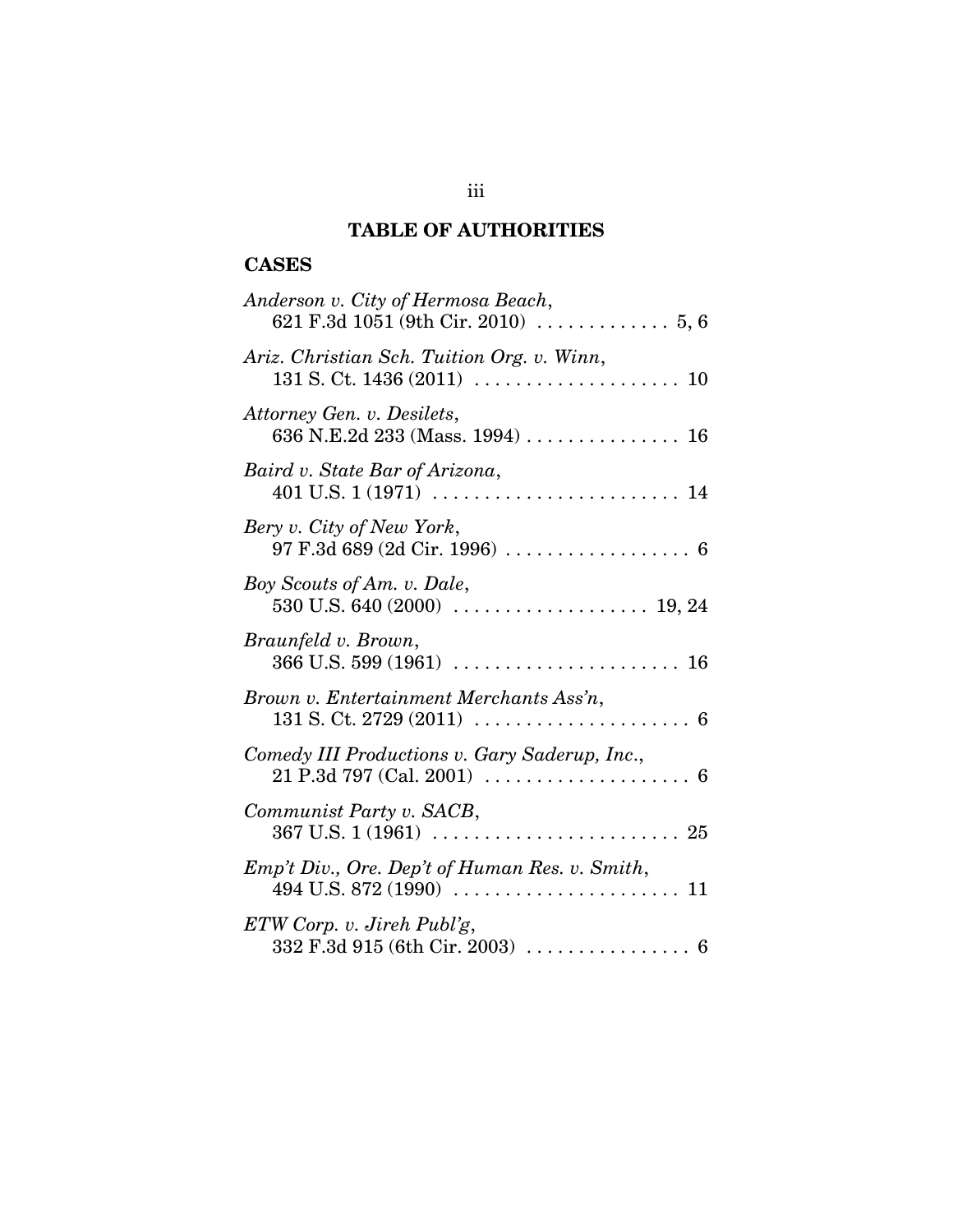## TABLE OF AUTHORITIES

### CASES

*Anderson v. City of Hermosa Beach*, 621 F.3d 1051 (9th Cir. 2010) . . . . . . . . . . . . . 5, 6

*Ariz. Christian Sch. Tuition Org. v. Winn*, 131 S. Ct. 1436 (2011) . . . . . . . . . . . . . . . . . . . . 10

*Attorney Gen. v. Desilets*, 636 N.E.2d 233 (Mass. 1994) . . . . . . . . . . . . . . . 16

*Baird v. State Bar of Arizona*, 401 U.S. 1 (1971) . . . . . . . . . . . . . . . . . . . . . . . . 14

*Bery v. City of New York*, 97 F.3d 689 (2d Cir. 1996) . . . . . . . . . . . . . . . . . . 6

*Boy Scouts of Am. v. Dale*, 530 U.S. 640 (2000) . . . . . . . . . . . . . . . . . . . 19, 24

*Braunfeld v. Brown*, 366 U.S. 599 (1961) . . . . . . . . . . . . . . . . . . . . . . 16

*Brown v. Entertainment Merchants Ass'n*, 131 S. Ct. 2729 (2011) . . . . . . . . . . . . . . . . . . . . . 6

*Comedy III Productions v. Gary Saderup, Inc.*, 21 P.3d 797 (Cal. 2001) . . . . . . . . . . . . . . . . . . . . 6

*Communist Party v. SACB*, 367 U.S. 1 (1961) . . . . . . . . . . . . . . . . . . . . . . . . 25

*Emp't Div., Ore. Dep't of Human Res. v. Smith*, 494 U.S. 872 (1990) . . . . . . . . . . . . . . . . . . . . . . 11

*ETW Corp. v. Jireh Publ'g*, 332 F.3d 915 (6th Cir. 2003) . . . . . . . . . . . . . . . . 6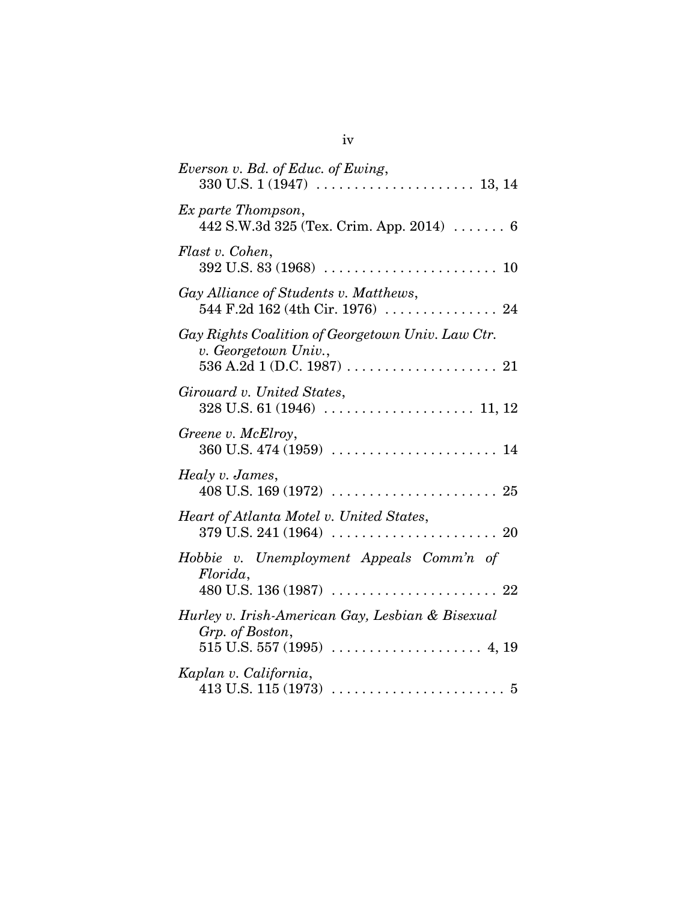*Everson v. Bd. of Educ. of Ewing*,
330 U.S. 1 (1947) . . . . . . . . . . . . . . . . . . . . . 13, 14

*Ex parte Thompson*,
442 S.W.3d 325 (Tex. Crim. App. 2014) . . . . . . . 6

*Flast v. Cohen*,
392 U.S. 83 (1968) . . . . . . . . . . . . . . . . . . . . . . . 10

*Gay Alliance of Students v. Matthews*,
544 F.2d 162 (4th Cir. 1976) . . . . . . . . . . . . . . . 24

*Gay Rights Coalition of Georgetown Univ. Law Ctr. v. Georgetown Univ.*,
536 A.2d 1 (D.C. 1987) . . . . . . . . . . . . . . . . . . . . 21

*Girouard v. United States*,
328 U.S. 61 (1946) . . . . . . . . . . . . . . . . . . . . 11, 12

*Greene v. McElroy*,
360 U.S. 474 (1959) . . . . . . . . . . . . . . . . . . . . . . 14

*Healy v. James*,
408 U.S. 169 (1972) . . . . . . . . . . . . . . . . . . . . . . 25

*Heart of Atlanta Motel v. United States*,
379 U.S. 241 (1964) . . . . . . . . . . . . . . . . . . . . . . 20

*Hobbie v. Unemployment Appeals Comm'n of Florida*,
480 U.S. 136 (1987) . . . . . . . . . . . . . . . . . . . . . . 22

*Hurley v. Irish-American Gay, Lesbian & Bisexual Grp. of Boston*,
515 U.S. 557 (1995) . . . . . . . . . . . . . . . . . . . . 4, 19

*Kaplan v. California*,
413 U.S. 115 (1973) . . . . . . . . . . . . . . . . . . . . . . . 5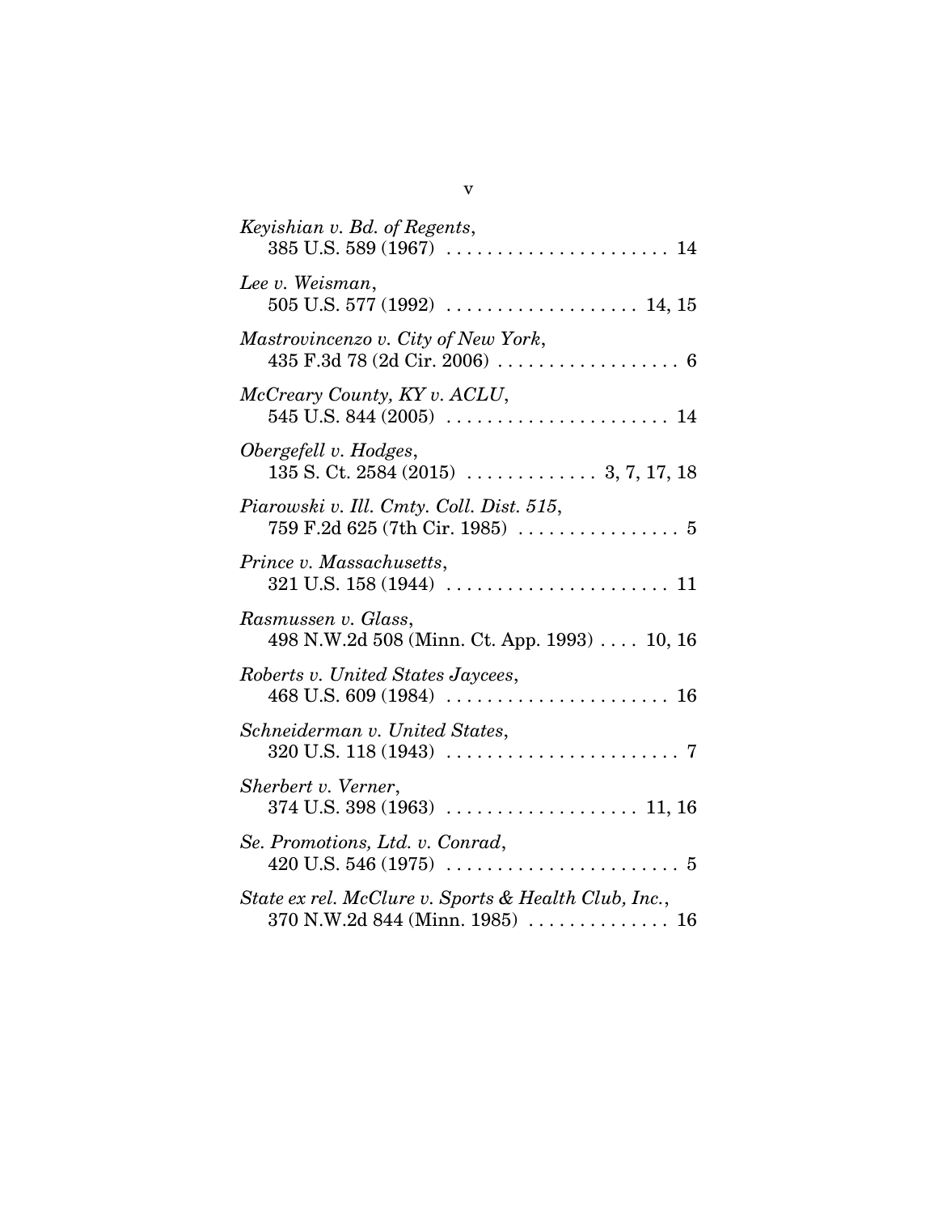*Keyishian v. Bd. of Regents*,
385 U.S. 589 (1967) . . . . . . . . . . . . . . . . . . . . . . 14

*Lee v. Weisman*,
505 U.S. 577 (1992) . . . . . . . . . . . . . . . . . . . 14, 15

*Mastrovincenzo v. City of New York*,
435 F.3d 78 (2d Cir. 2006) . . . . . . . . . . . . . . . . . . 6

*McCreary County, KY v. ACLU*,
545 U.S. 844 (2005) . . . . . . . . . . . . . . . . . . . . . . 14

*Obergefell v. Hodges*,
135 S. Ct. 2584 (2015) . . . . . . . . . . . . . 3, 7, 17, 18

*Piarowski v. Ill. Cmty. Coll. Dist. 515*,
759 F.2d 625 (7th Cir. 1985) . . . . . . . . . . . . . . . . 5

*Prince v. Massachusetts*,
321 U.S. 158 (1944) . . . . . . . . . . . . . . . . . . . . . . 11

*Rasmussen v. Glass*,
498 N.W.2d 508 (Minn. Ct. App. 1993) . . . . 10, 16

*Roberts v. United States Jaycees*,
468 U.S. 609 (1984) . . . . . . . . . . . . . . . . . . . . . . 16

*Schneiderman v. United States*,
320 U.S. 118 (1943) . . . . . . . . . . . . . . . . . . . . . . . 7

*Sherbert v. Verner*,
374 U.S. 398 (1963) . . . . . . . . . . . . . . . . . . . 11, 16

*Se. Promotions, Ltd. v. Conrad*,
420 U.S. 546 (1975) . . . . . . . . . . . . . . . . . . . . . . . 5

*State ex rel. McClure v. Sports & Health Club, Inc.*,
370 N.W.2d 844 (Minn. 1985) . . . . . . . . . . . . . . 16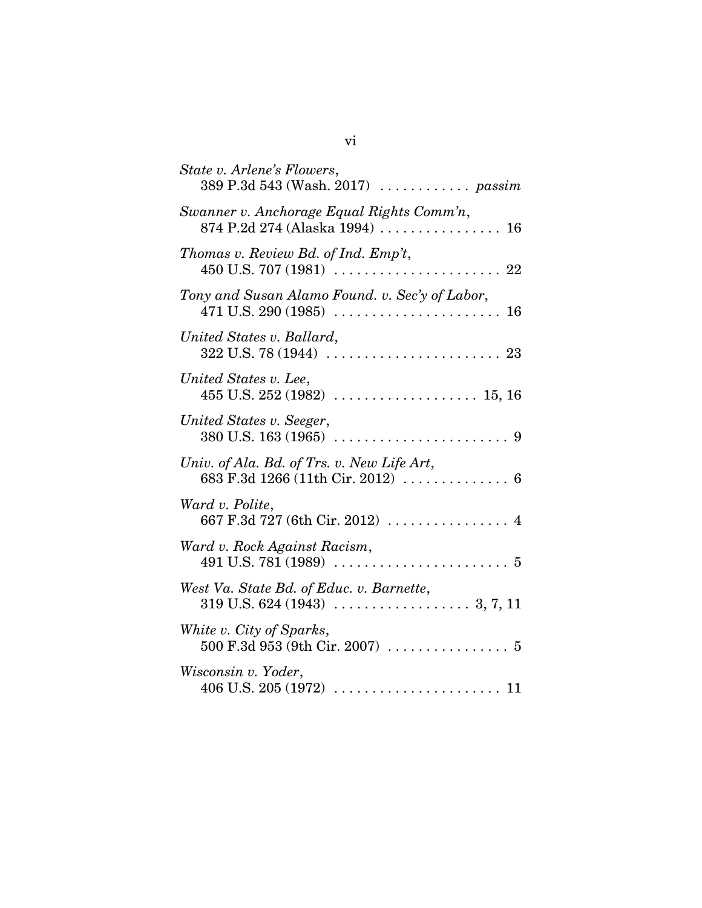*State v. Arlene's Flowers*,
389 P.3d 543 (Wash. 2017) . . . . . . . . . . . . *passim*

*Swanner v. Anchorage Equal Rights Comm'n*,
874 P.2d 274 (Alaska 1994) . . . . . . . . . . . . . . . . 16

*Thomas v. Review Bd. of Ind. Emp't*,
450 U.S. 707 (1981) . . . . . . . . . . . . . . . . . . . . . . 22

*Tony and Susan Alamo Found. v. Sec'y of Labor*,
471 U.S. 290 (1985) . . . . . . . . . . . . . . . . . . . . . . 16

*United States v. Ballard*,
322 U.S. 78 (1944) . . . . . . . . . . . . . . . . . . . . . . . 23

*United States v. Lee*,
455 U.S. 252 (1982) . . . . . . . . . . . . . . . . . . . 15, 16

*United States v. Seeger*,
380 U.S. 163 (1965) . . . . . . . . . . . . . . . . . . . . . . . 9

*Univ. of Ala. Bd. of Trs. v. New Life Art*,
683 F.3d 1266 (11th Cir. 2012) . . . . . . . . . . . . . . 6

*Ward v. Polite*,
667 F.3d 727 (6th Cir. 2012) . . . . . . . . . . . . . . . . 4

*Ward v. Rock Against Racism*,
491 U.S. 781 (1989) . . . . . . . . . . . . . . . . . . . . . . . 5

*West Va. State Bd. of Educ. v. Barnette*,
319 U.S. 624 (1943) . . . . . . . . . . . . . . . . . . 3, 7, 11

*White v. City of Sparks*,
500 F.3d 953 (9th Cir. 2007) . . . . . . . . . . . . . . . . 5

*Wisconsin v. Yoder*,
406 U.S. 205 (1972) . . . . . . . . . . . . . . . . . . . . . . 11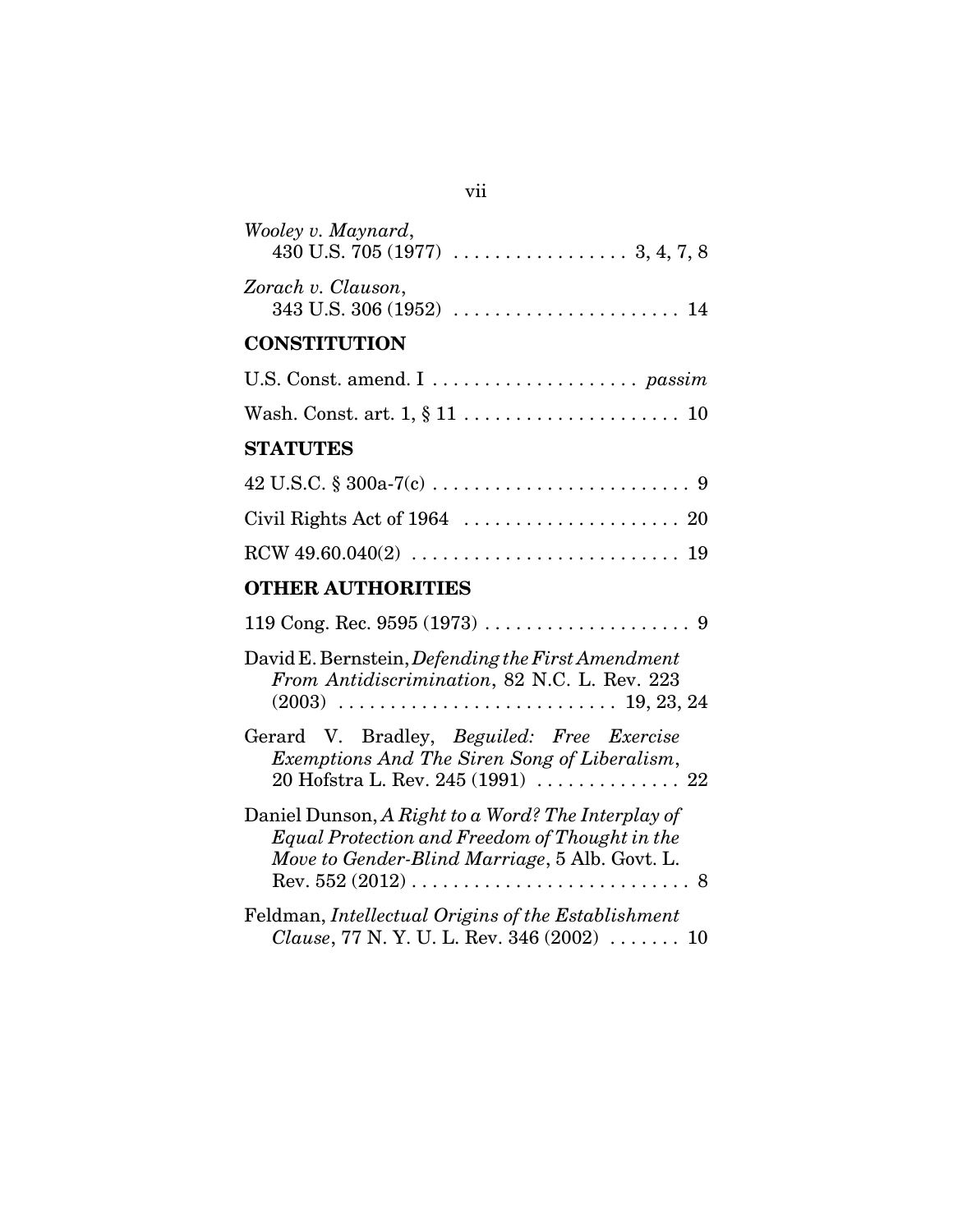*Wooley v. Maynard*,
430 U.S. 705 (1977) . . . . . . . . . . . . . . . . 3, 4, 7, 8

*Zorach v. Clauson*,
343 U.S. 306 (1952) . . . . . . . . . . . . . . . . . . . . . 14

## CONSTITUTION

U.S. Const. amend. I . . . . . . . . . . . . . . . . . . . *passim*

Wash. Const. art. 1, § 11 . . . . . . . . . . . . . . . . . . . . 10

## STATUTES

42 U.S.C. § 300a-7(c) . . . . . . . . . . . . . . . . . . . . . . . . 9

Civil Rights Act of 1964 . . . . . . . . . . . . . . . . . . . . 20

RCW 49.60.040(2) . . . . . . . . . . . . . . . . . . . . . . . . . 19

## OTHER AUTHORITIES

119 Cong. Rec. 9595 (1973) . . . . . . . . . . . . . . . . . . . 9

David E. Bernstein, *Defending the First Amendment From Antidiscrimination*, 82 N.C. L. Rev. 223 (2003) . . . . . . . . . . . . . . . . . . . . . . . . . 19, 23, 24

Gerard V. Bradley, *Beguiled: Free Exercise Exemptions And The Siren Song of Liberalism*, 20 Hofstra L. Rev. 245 (1991) . . . . . . . . . . . . . . 22

Daniel Dunson, *A Right to a Word? The Interplay of Equal Protection and Freedom of Thought in the Move to Gender-Blind Marriage*, 5 Alb. Govt. L. Rev. 552 (2012) . . . . . . . . . . . . . . . . . . . . . . . . . . 8

Feldman, *Intellectual Origins of the Establishment Clause*, 77 N. Y. U. L. Rev. 346 (2002) . . . . . . . 10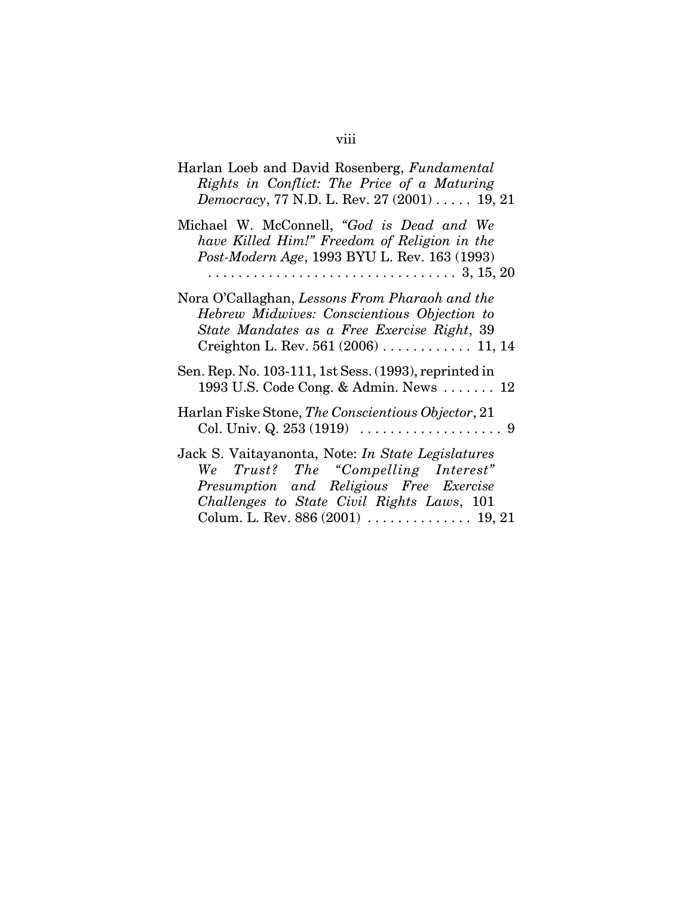Harlan Loeb and David Rosenberg, *Fundamental Rights in Conflict: The Price of a Maturing Democracy*, 77 N.D. L. Rev. 27 (2001) . . . . . 19, 21

Michael W. McConnell, *"God is Dead and We have Killed Him!" Freedom of Religion in the Post-Modern Age*, 1993 BYU L. Rev. 163 (1993) . . . . . . . . . . . . . . . . . . . . . . . . . . . . . . . . 3, 15, 20

Nora O'Callaghan, *Lessons From Pharaoh and the Hebrew Midwives: Conscientious Objection to State Mandates as a Free Exercise Right*, 39 Creighton L. Rev. 561 (2006) . . . . . . . . . . . . 11, 14

Sen. Rep. No. 103-111, 1st Sess. (1993), reprinted in 1993 U.S. Code Cong. & Admin. News . . . . . . . 12

Harlan Fiske Stone, *The Conscientious Objector*, 21 Col. Univ. Q. 253 (1919) . . . . . . . . . . . . . . . . . . . 9

Jack S. Vaitayanonta, Note: *In State Legislatures We Trust? The "Compelling Interest" Presumption and Religious Free Exercise Challenges to State Civil Rights Laws*, 101 Colum. L. Rev. 886 (2001) . . . . . . . . . . . . . . 19, 21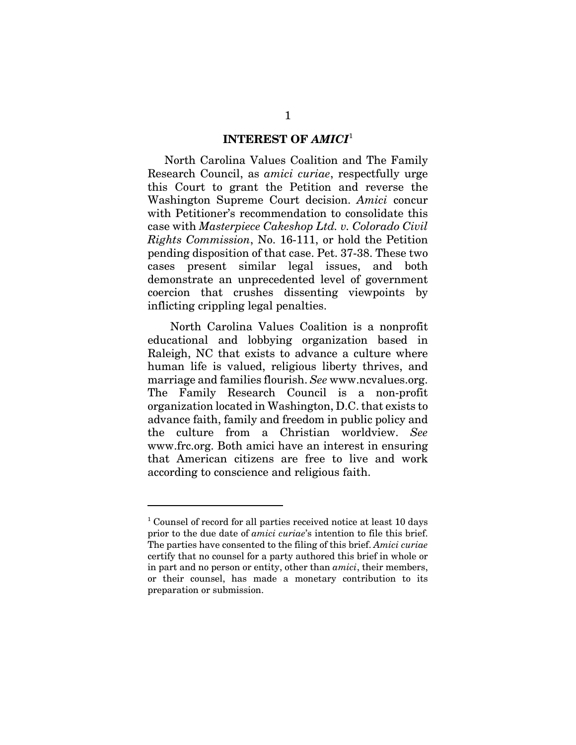## INTEREST OF *AMICI*[1]

North Carolina Values Coalition and The Family Research Council, as *amici curiae*, respectfully urge this Court to grant the Petition and reverse the Washington Supreme Court decision. *Amici* concur with Petitioner's recommendation to consolidate this case with *Masterpiece Cakeshop Ltd. v. Colorado Civil Rights Commission*, No. 16-111, or hold the Petition pending disposition of that case. Pet. 37-38. These two cases present similar legal issues, and both demonstrate an unprecedented level of government coercion that crushes dissenting viewpoints by inflicting crippling legal penalties.

North Carolina Values Coalition is a nonprofit educational and lobbying organization based in Raleigh, NC that exists to advance a culture where human life is valued, religious liberty thrives, and marriage and families flourish. *See* www.ncvalues.org. The Family Research Council is a non-profit organization located in Washington, D.C. that exists to advance faith, family and freedom in public policy and the culture from a Christian worldview. *See* www.frc.org. Both amici have an interest in ensuring that American citizens are free to live and work according to conscience and religious faith.

---

[1] Counsel of record for all parties received notice at least 10 days prior to the due date of *amici curiae*'s intention to file this brief. The parties have consented to the filing of this brief. *Amici curiae* certify that no counsel for a party authored this brief in whole or in part and no person or entity, other than *amici*, their members, or their counsel, has made a monetary contribution to its preparation or submission.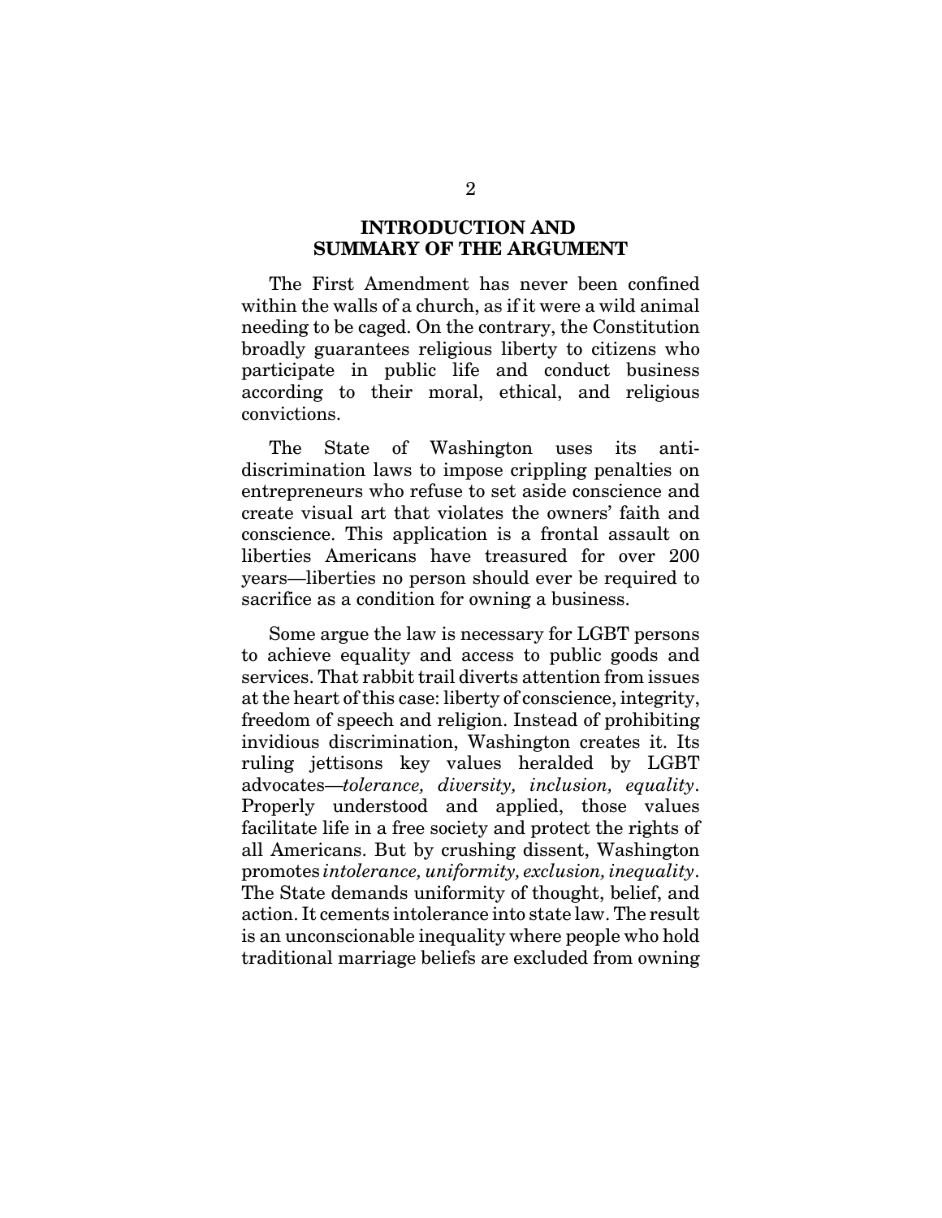## INTRODUCTION AND SUMMARY OF THE ARGUMENT

The First Amendment has never been confined within the walls of a church, as if it were a wild animal needing to be caged. On the contrary, the Constitution broadly guarantees religious liberty to citizens who participate in public life and conduct business according to their moral, ethical, and religious convictions.

The State of Washington uses its anti-discrimination laws to impose crippling penalties on entrepreneurs who refuse to set aside conscience and create visual art that violates the owners' faith and conscience. This application is a frontal assault on liberties Americans have treasured for over 200 years—liberties no person should ever be required to sacrifice as a condition for owning a business.

Some argue the law is necessary for LGBT persons to achieve equality and access to public goods and services. That rabbit trail diverts attention from issues at the heart of this case: liberty of conscience, integrity, freedom of speech and religion. Instead of prohibiting invidious discrimination, Washington creates it. Its ruling jettisons key values heralded by LGBT advocates—*tolerance, diversity, inclusion, equality*. Properly understood and applied, those values facilitate life in a free society and protect the rights of all Americans. But by crushing dissent, Washington promotes *intolerance, uniformity, exclusion, inequality*. The State demands uniformity of thought, belief, and action. It cements intolerance into state law. The result is an unconscionable inequality where people who hold traditional marriage beliefs are excluded from owning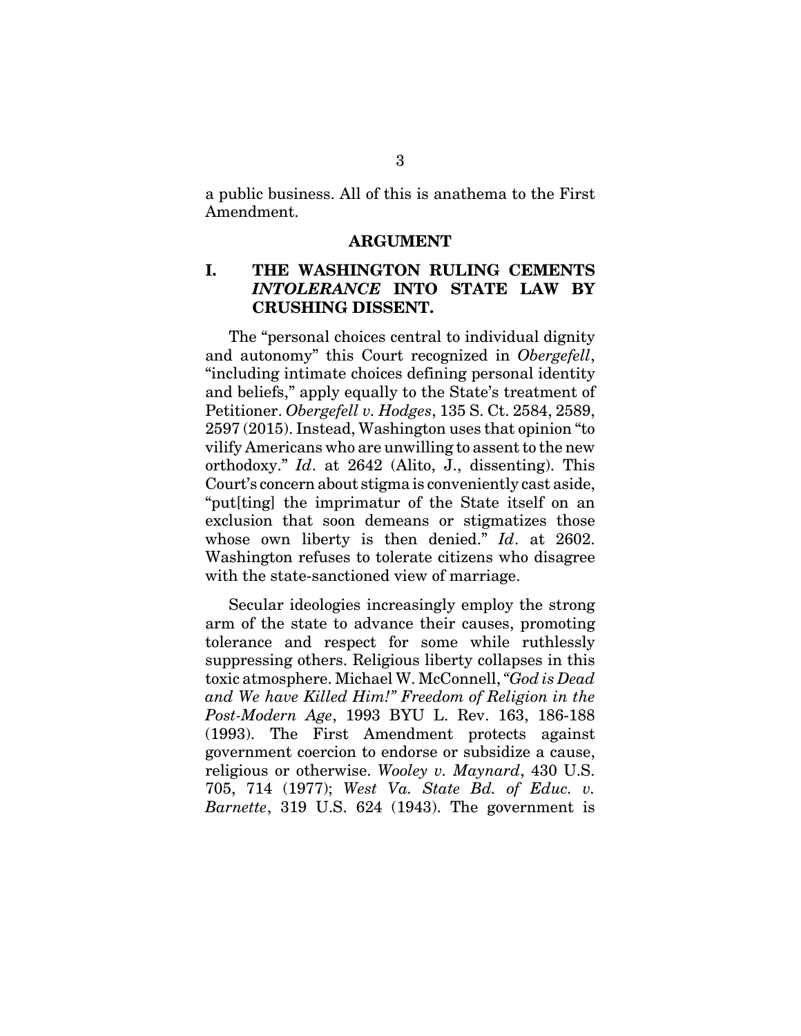a public business. All of this is anathema to the First Amendment.

## ARGUMENT

### I. THE WASHINGTON RULING CEMENTS *INTOLERANCE* INTO STATE LAW BY CRUSHING DISSENT.

The "personal choices central to individual dignity and autonomy" this Court recognized in *Obergefell*, "including intimate choices defining personal identity and beliefs," apply equally to the State's treatment of Petitioner. *Obergefell v. Hodges*, 135 S. Ct. 2584, 2589, 2597 (2015). Instead, Washington uses that opinion "to vilify Americans who are unwilling to assent to the new orthodoxy." *Id*. at 2642 (Alito, J., dissenting). This Court's concern about stigma is conveniently cast aside, "put[ting] the imprimatur of the State itself on an exclusion that soon demeans or stigmatizes those whose own liberty is then denied." *Id*. at 2602. Washington refuses to tolerate citizens who disagree with the state-sanctioned view of marriage.

Secular ideologies increasingly employ the strong arm of the state to advance their causes, promoting tolerance and respect for some while ruthlessly suppressing others. Religious liberty collapses in this toxic atmosphere. Michael W. McConnell, *"God is Dead and We have Killed Him!" Freedom of Religion in the Post-Modern Age*, 1993 BYU L. Rev. 163, 186-188 (1993). The First Amendment protects against government coercion to endorse or subsidize a cause, religious or otherwise. *Wooley v. Maynard*, 430 U.S. 705, 714 (1977); *West Va. State Bd. of Educ. v. Barnette*, 319 U.S. 624 (1943). The government is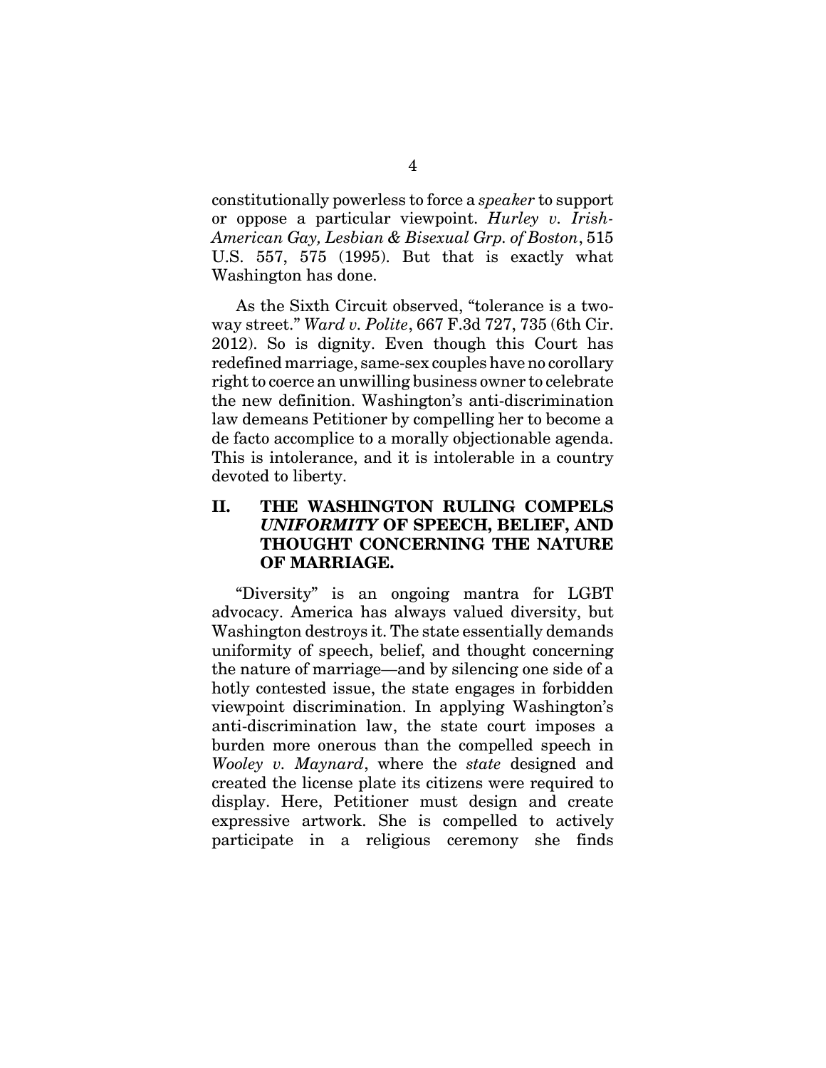constitutionally powerless to force a *speaker* to support or oppose a particular viewpoint. *Hurley v. Irish-American Gay, Lesbian & Bisexual Grp. of Boston*, 515 U.S. 557, 575 (1995). But that is exactly what Washington has done.

As the Sixth Circuit observed, "tolerance is a two-way street." *Ward v. Polite*, 667 F.3d 727, 735 (6th Cir. 2012). So is dignity. Even though this Court has redefined marriage, same-sex couples have no corollary right to coerce an unwilling business owner to celebrate the new definition. Washington's anti-discrimination law demeans Petitioner by compelling her to become a de facto accomplice to a morally objectionable agenda. This is intolerance, and it is intolerable in a country devoted to liberty.

## II. THE WASHINGTON RULING COMPELS *UNIFORMITY* OF SPEECH, BELIEF, AND THOUGHT CONCERNING THE NATURE OF MARRIAGE.

"Diversity" is an ongoing mantra for LGBT advocacy. America has always valued diversity, but Washington destroys it. The state essentially demands uniformity of speech, belief, and thought concerning the nature of marriage—and by silencing one side of a hotly contested issue, the state engages in forbidden viewpoint discrimination. In applying Washington's anti-discrimination law, the state court imposes a burden more onerous than the compelled speech in *Wooley v. Maynard*, where the *state* designed and created the license plate its citizens were required to display. Here, Petitioner must design and create expressive artwork. She is compelled to actively participate in a religious ceremony she finds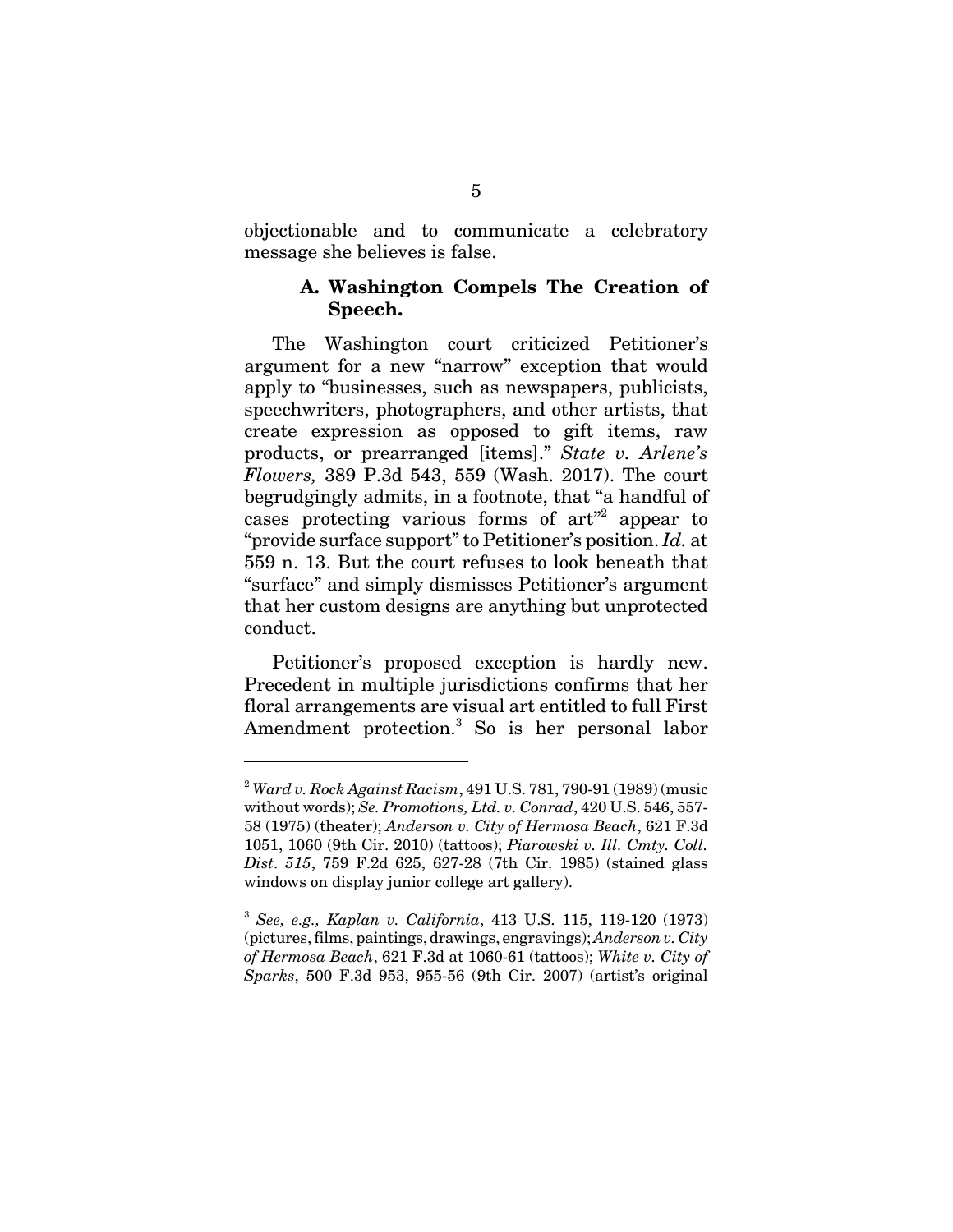objectionable and to communicate a celebratory message she believes is false.

### A. Washington Compels The Creation of Speech.

The Washington court criticized Petitioner's argument for a new "narrow" exception that would apply to "businesses, such as newspapers, publicists, speechwriters, photographers, and other artists, that create expression as opposed to gift items, raw products, or prearranged [items]." *State v. Arlene's Flowers,* 389 P.3d 543, 559 (Wash. 2017). The court begrudgingly admits, in a footnote, that "a handful of cases protecting various forms of art"[2] appear to "provide surface support" to Petitioner's position. *Id.* at 559 n. 13. But the court refuses to look beneath that "surface" and simply dismisses Petitioner's argument that her custom designs are anything but unprotected conduct.

Petitioner's proposed exception is hardly new. Precedent in multiple jurisdictions confirms that her floral arrangements are visual art entitled to full First Amendment protection.[3] So is her personal labor

---

[2] *Ward v. Rock Against Racism*, 491 U.S. 781, 790-91 (1989) (music without words); *Se. Promotions, Ltd. v. Conrad*, 420 U.S. 546, 557-58 (1975) (theater); *Anderson v. City of Hermosa Beach*, 621 F.3d 1051, 1060 (9th Cir. 2010) (tattoos); *Piarowski v. Ill. Cmty. Coll. Dist. 515*, 759 F.2d 625, 627-28 (7th Cir. 1985) (stained glass windows on display junior college art gallery).

[3] *See, e.g., Kaplan v. California*, 413 U.S. 115, 119-120 (1973) (pictures, films, paintings, drawings, engravings); *Anderson v. City of Hermosa Beach*, 621 F.3d at 1060-61 (tattoos); *White v. City of Sparks*, 500 F.3d 953, 955-56 (9th Cir. 2007) (artist's original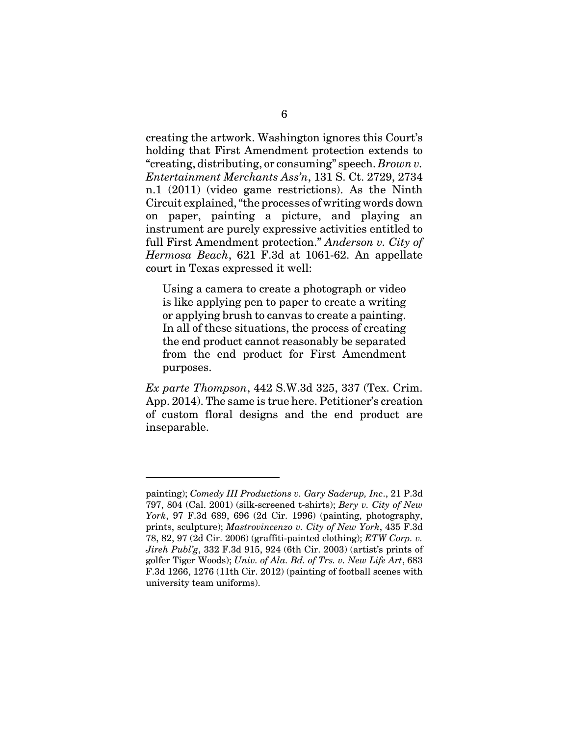creating the artwork. Washington ignores this Court's holding that First Amendment protection extends to "creating, distributing, or consuming" speech. *Brown v. Entertainment Merchants Ass'n*, 131 S. Ct. 2729, 2734 n.1 (2011) (video game restrictions). As the Ninth Circuit explained, "the processes of writing words down on paper, painting a picture, and playing an instrument are purely expressive activities entitled to full First Amendment protection." *Anderson v. City of Hermosa Beach*, 621 F.3d at 1061-62. An appellate court in Texas expressed it well:

> Using a camera to create a photograph or video is like applying pen to paper to create a writing or applying brush to canvas to create a painting. In all of these situations, the process of creating the end product cannot reasonably be separated from the end product for First Amendment purposes.

*Ex parte Thompson*, 442 S.W.3d 325, 337 (Tex. Crim. App. 2014). The same is true here. Petitioner's creation of custom floral designs and the end product are inseparable.

---

painting); *Comedy III Productions v. Gary Saderup, Inc*., 21 P.3d 797, 804 (Cal. 2001) (silk-screened t-shirts); *Bery v. City of New York*, 97 F.3d 689, 696 (2d Cir. 1996) (painting, photography, prints, sculpture); *Mastrovincenzo v. City of New York*, 435 F.3d 78, 82, 97 (2d Cir. 2006) (graffiti-painted clothing); *ETW Corp. v. Jireh Publ'g*, 332 F.3d 915, 924 (6th Cir. 2003) (artist's prints of golfer Tiger Woods); *Univ. of Ala. Bd. of Trs. v. New Life Art*, 683 F.3d 1266, 1276 (11th Cir. 2012) (painting of football scenes with university team uniforms).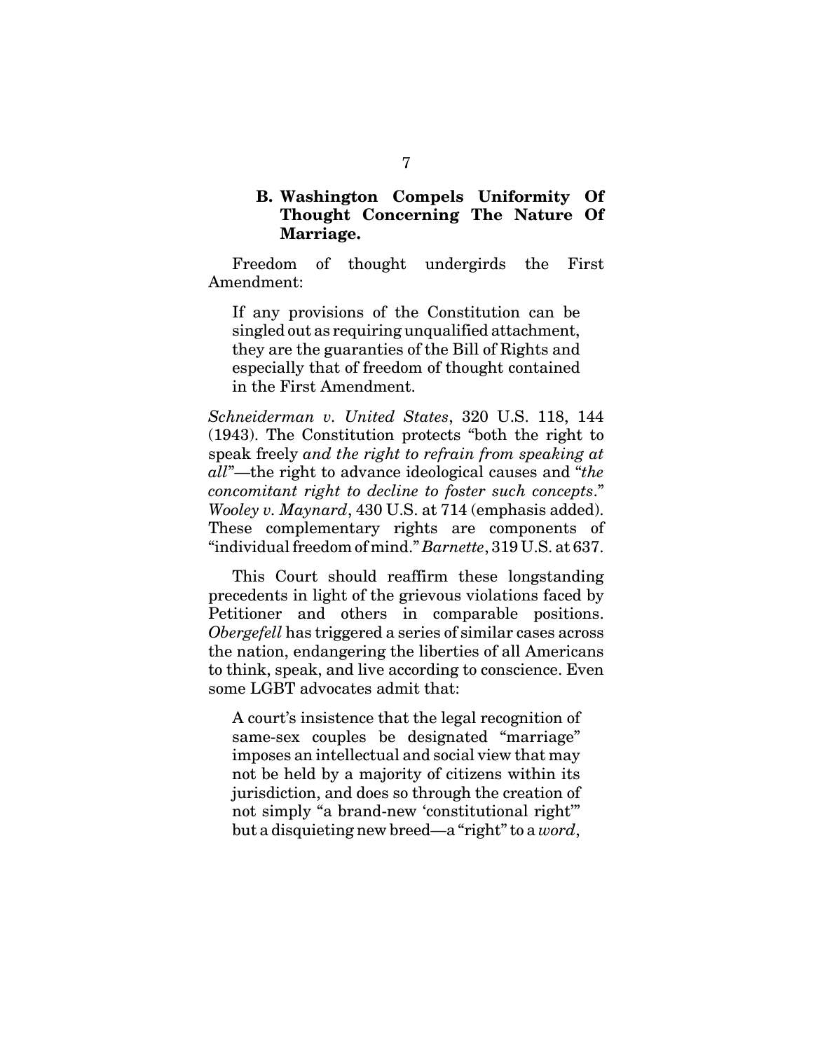### B. Washington Compels Uniformity Of Thought Concerning The Nature Of Marriage.

Freedom of thought undergirds the First Amendment:

> If any provisions of the Constitution can be singled out as requiring unqualified attachment, they are the guaranties of the Bill of Rights and especially that of freedom of thought contained in the First Amendment.

*Schneiderman v. United States*, 320 U.S. 118, 144 (1943). The Constitution protects "both the right to speak freely *and the right to refrain from speaking at all*"—the right to advance ideological causes and "*the concomitant right to decline to foster such concepts*." *Wooley v. Maynard*, 430 U.S. at 714 (emphasis added). These complementary rights are components of "individual freedom of mind." *Barnette*, 319 U.S. at 637.

This Court should reaffirm these longstanding precedents in light of the grievous violations faced by Petitioner and others in comparable positions. *Obergefell* has triggered a series of similar cases across the nation, endangering the liberties of all Americans to think, speak, and live according to conscience. Even some LGBT advocates admit that:

> A court's insistence that the legal recognition of same-sex couples be designated "marriage" imposes an intellectual and social view that may not be held by a majority of citizens within its jurisdiction, and does so through the creation of not simply "a brand-new 'constitutional right'" but a disquieting new breed—a "right" to a *word*,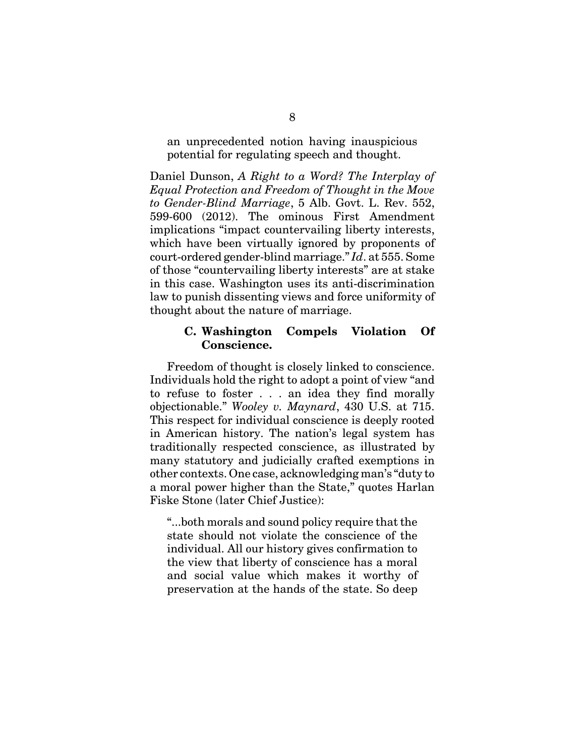> an unprecedented notion having inauspicious potential for regulating speech and thought.

Daniel Dunson, *A Right to a Word? The Interplay of Equal Protection and Freedom of Thought in the Move to Gender-Blind Marriage*, 5 Alb. Govt. L. Rev. 552, 599-600 (2012). The ominous First Amendment implications "impact countervailing liberty interests, which have been virtually ignored by proponents of court-ordered gender-blind marriage." *Id*. at 555. Some of those "countervailing liberty interests" are at stake in this case. Washington uses its anti-discrimination law to punish dissenting views and force uniformity of thought about the nature of marriage.

### C. Washington Compels Violation Of Conscience.

Freedom of thought is closely linked to conscience. Individuals hold the right to adopt a point of view "and to refuse to foster . . . an idea they find morally objectionable." *Wooley v. Maynard*, 430 U.S. at 715. This respect for individual conscience is deeply rooted in American history. The nation's legal system has traditionally respected conscience, as illustrated by many statutory and judicially crafted exemptions in other contexts. One case, acknowledging man's "duty to a moral power higher than the State," quotes Harlan Fiske Stone (later Chief Justice):

> "...both morals and sound policy require that the state should not violate the conscience of the individual. All our history gives confirmation to the view that liberty of conscience has a moral and social value which makes it worthy of preservation at the hands of the state. So deep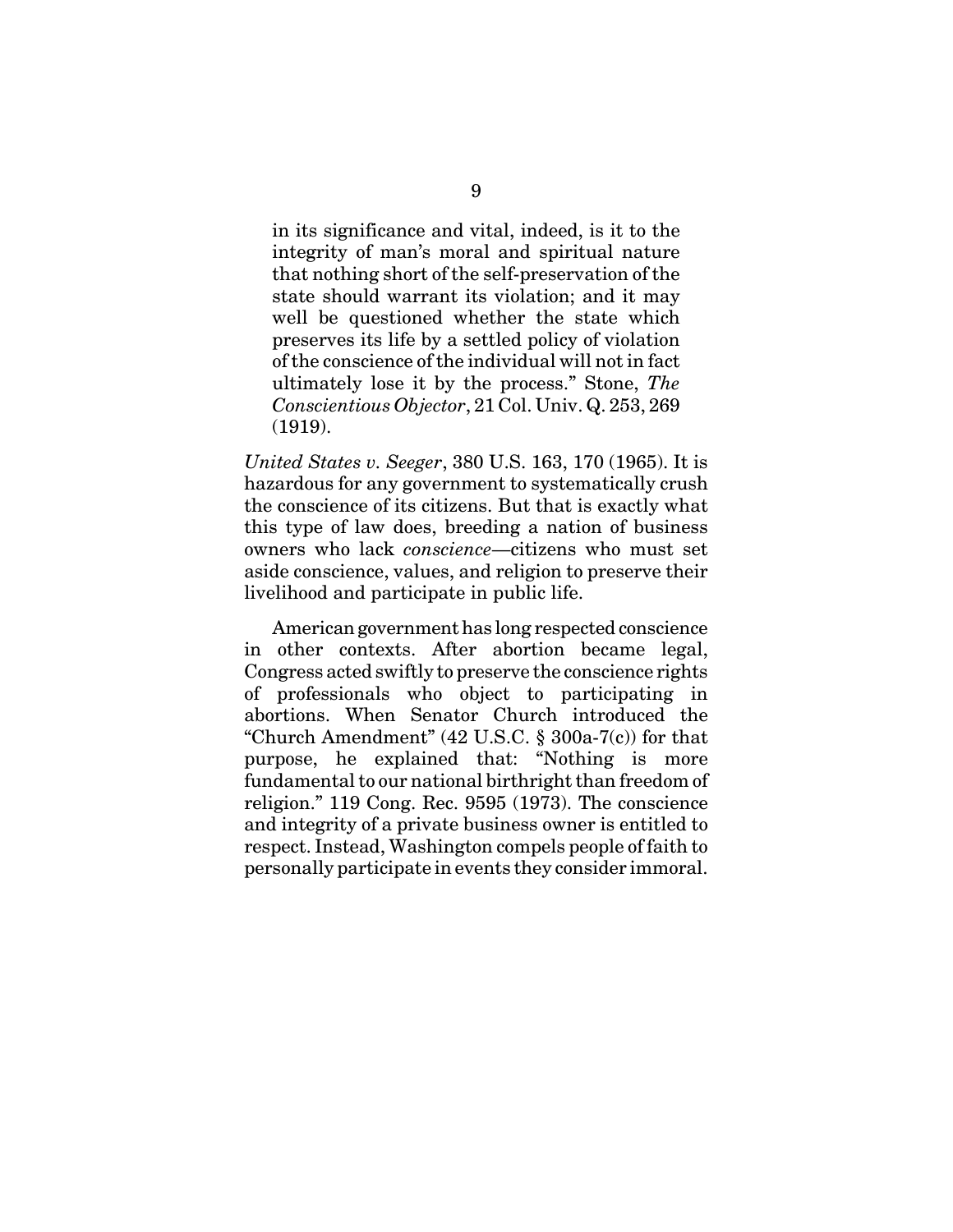> in its significance and vital, indeed, is it to the integrity of man's moral and spiritual nature that nothing short of the self-preservation of the state should warrant its violation; and it may well be questioned whether the state which preserves its life by a settled policy of violation of the conscience of the individual will not in fact ultimately lose it by the process." Stone, *The Conscientious Objector*, 21 Col. Univ. Q. 253, 269 (1919).

*United States v. Seeger*, 380 U.S. 163, 170 (1965). It is hazardous for any government to systematically crush the conscience of its citizens. But that is exactly what this type of law does, breeding a nation of business owners who lack *conscience*—citizens who must set aside conscience, values, and religion to preserve their livelihood and participate in public life.

American government has long respected conscience in other contexts. After abortion became legal, Congress acted swiftly to preserve the conscience rights of professionals who object to participating in abortions. When Senator Church introduced the "Church Amendment" (42 U.S.C. § 300a-7(c)) for that purpose, he explained that: "Nothing is more fundamental to our national birthright than freedom of religion." 119 Cong. Rec. 9595 (1973). The conscience and integrity of a private business owner is entitled to respect. Instead, Washington compels people of faith to personally participate in events they consider immoral.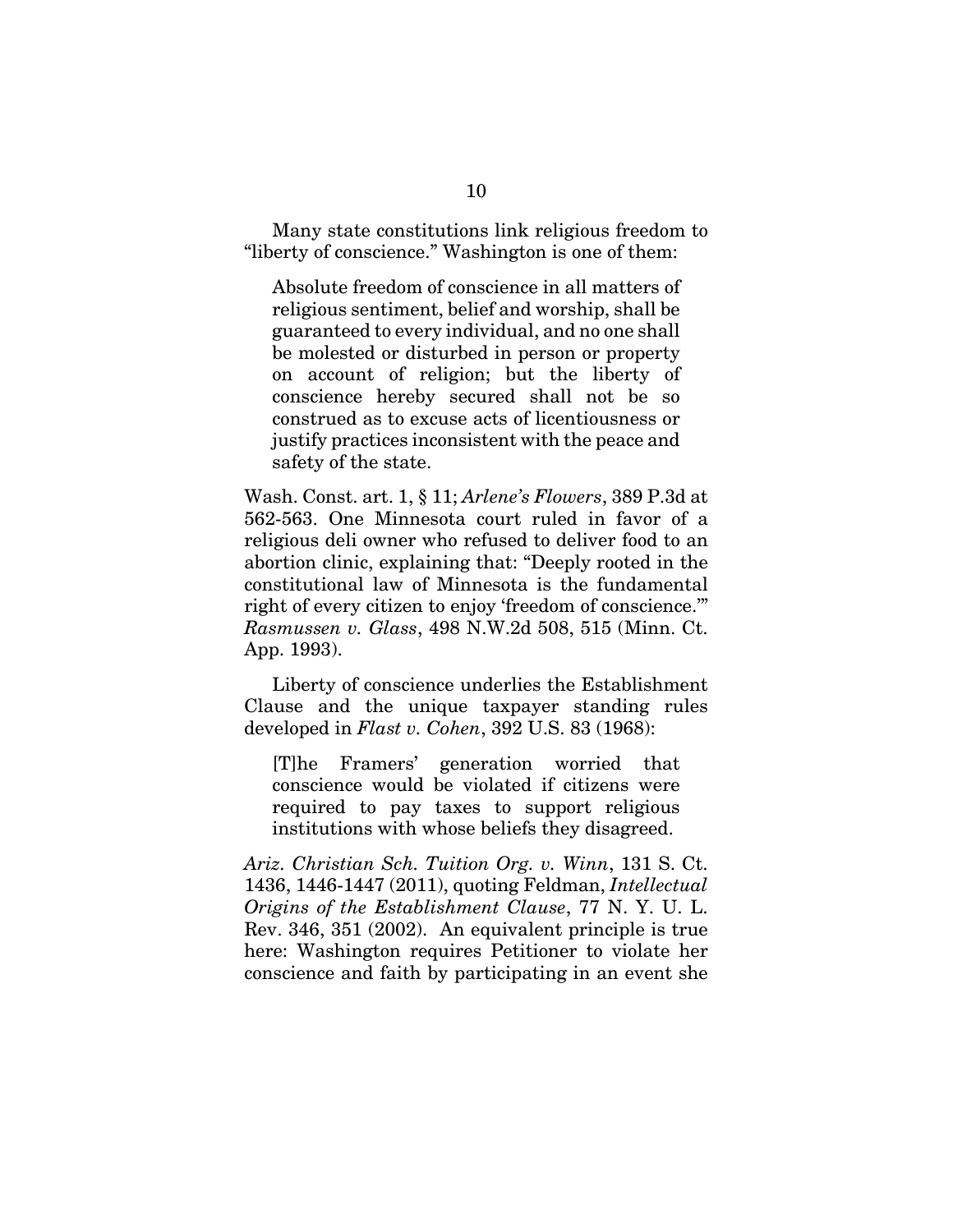Many state constitutions link religious freedom to "liberty of conscience." Washington is one of them:

> Absolute freedom of conscience in all matters of religious sentiment, belief and worship, shall be guaranteed to every individual, and no one shall be molested or disturbed in person or property on account of religion; but the liberty of conscience hereby secured shall not be so construed as to excuse acts of licentiousness or justify practices inconsistent with the peace and safety of the state.

Wash. Const. art. 1, § 11; *Arlene's Flowers*, 389 P.3d at 562-563. One Minnesota court ruled in favor of a religious deli owner who refused to deliver food to an abortion clinic, explaining that: "Deeply rooted in the constitutional law of Minnesota is the fundamental right of every citizen to enjoy 'freedom of conscience.'" *Rasmussen v. Glass*, 498 N.W.2d 508, 515 (Minn. Ct. App. 1993).

Liberty of conscience underlies the Establishment Clause and the unique taxpayer standing rules developed in *Flast v. Cohen*, 392 U.S. 83 (1968):

> [T]he Framers' generation worried that conscience would be violated if citizens were required to pay taxes to support religious institutions with whose beliefs they disagreed.

*Ariz. Christian Sch. Tuition Org. v. Winn*, 131 S. Ct. 1436, 1446-1447 (2011), quoting Feldman, *Intellectual Origins of the Establishment Clause*, 77 N. Y. U. L. Rev. 346, 351 (2002). An equivalent principle is true here: Washington requires Petitioner to violate her conscience and faith by participating in an event she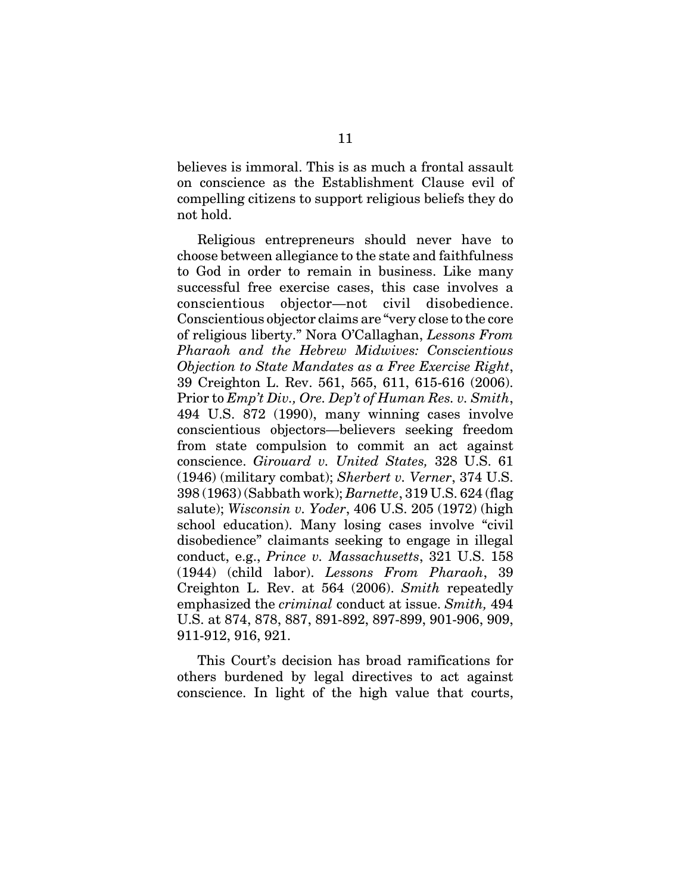believes is immoral. This is as much a frontal assault on conscience as the Establishment Clause evil of compelling citizens to support religious beliefs they do not hold.

Religious entrepreneurs should never have to choose between allegiance to the state and faithfulness to God in order to remain in business. Like many successful free exercise cases, this case involves a conscientious objector—not civil disobedience. Conscientious objector claims are "very close to the core of religious liberty." Nora O'Callaghan, *Lessons From Pharaoh and the Hebrew Midwives: Conscientious Objection to State Mandates as a Free Exercise Right*, 39 Creighton L. Rev. 561, 565, 611, 615-616 (2006). Prior to *Emp't Div., Ore. Dep't of Human Res. v. Smith*, 494 U.S. 872 (1990), many winning cases involve conscientious objectors—believers seeking freedom from state compulsion to commit an act against conscience. *Girouard v. United States,* 328 U.S. 61 (1946) (military combat); *Sherbert v. Verner*, 374 U.S. 398 (1963) (Sabbath work); *Barnette*, 319 U.S. 624 (flag salute); *Wisconsin v. Yoder*, 406 U.S. 205 (1972) (high school education). Many losing cases involve "civil disobedience" claimants seeking to engage in illegal conduct, e.g., *Prince v. Massachusetts*, 321 U.S. 158 (1944) (child labor). *Lessons From Pharaoh*, 39 Creighton L. Rev. at 564 (2006). *Smith* repeatedly emphasized the *criminal* conduct at issue. *Smith,* 494 U.S. at 874, 878, 887, 891-892, 897-899, 901-906, 909, 911-912, 916, 921.

This Court's decision has broad ramifications for others burdened by legal directives to act against conscience. In light of the high value that courts,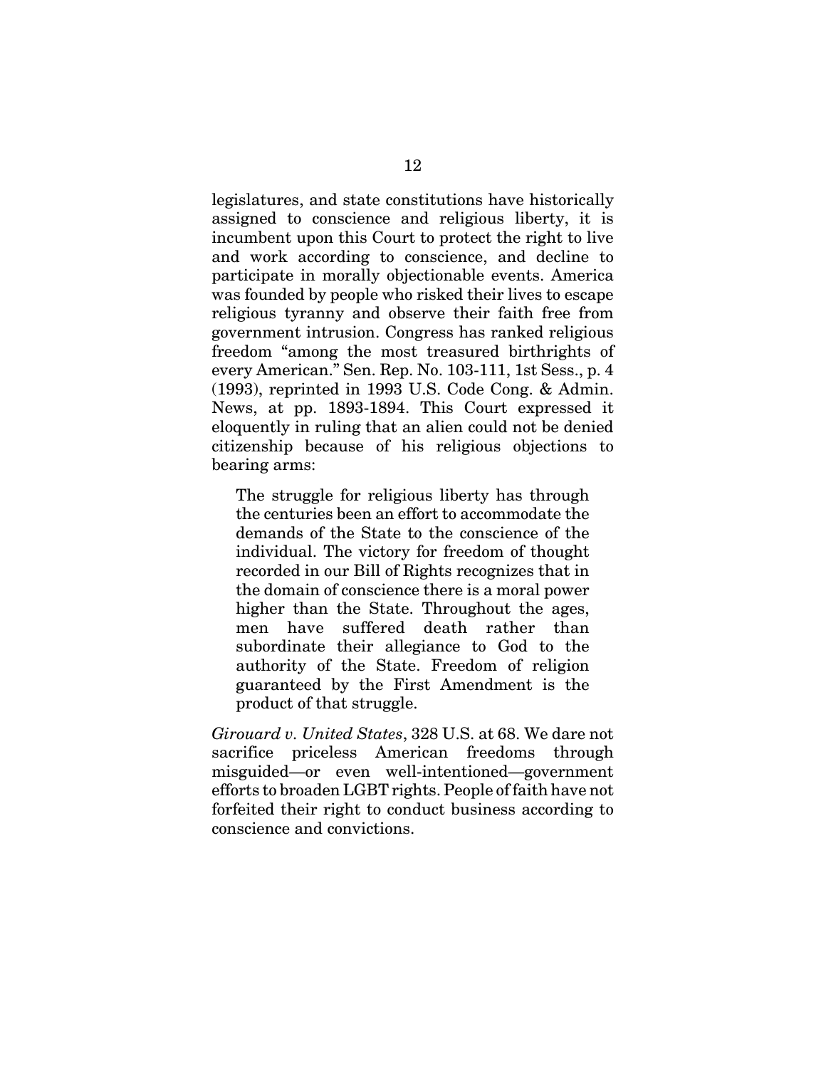legislatures, and state constitutions have historically assigned to conscience and religious liberty, it is incumbent upon this Court to protect the right to live and work according to conscience, and decline to participate in morally objectionable events. America was founded by people who risked their lives to escape religious tyranny and observe their faith free from government intrusion. Congress has ranked religious freedom "among the most treasured birthrights of every American." Sen. Rep. No. 103-111, 1st Sess., p. 4 (1993), reprinted in 1993 U.S. Code Cong. & Admin. News, at pp. 1893-1894. This Court expressed it eloquently in ruling that an alien could not be denied citizenship because of his religious objections to bearing arms:

> The struggle for religious liberty has through the centuries been an effort to accommodate the demands of the State to the conscience of the individual. The victory for freedom of thought recorded in our Bill of Rights recognizes that in the domain of conscience there is a moral power higher than the State. Throughout the ages, men have suffered death rather than subordinate their allegiance to God to the authority of the State. Freedom of religion guaranteed by the First Amendment is the product of that struggle.

*Girouard v. United States*, 328 U.S. at 68. We dare not sacrifice priceless American freedoms through misguided—or even well-intentioned—government efforts to broaden LGBT rights. People of faith have not forfeited their right to conduct business according to conscience and convictions.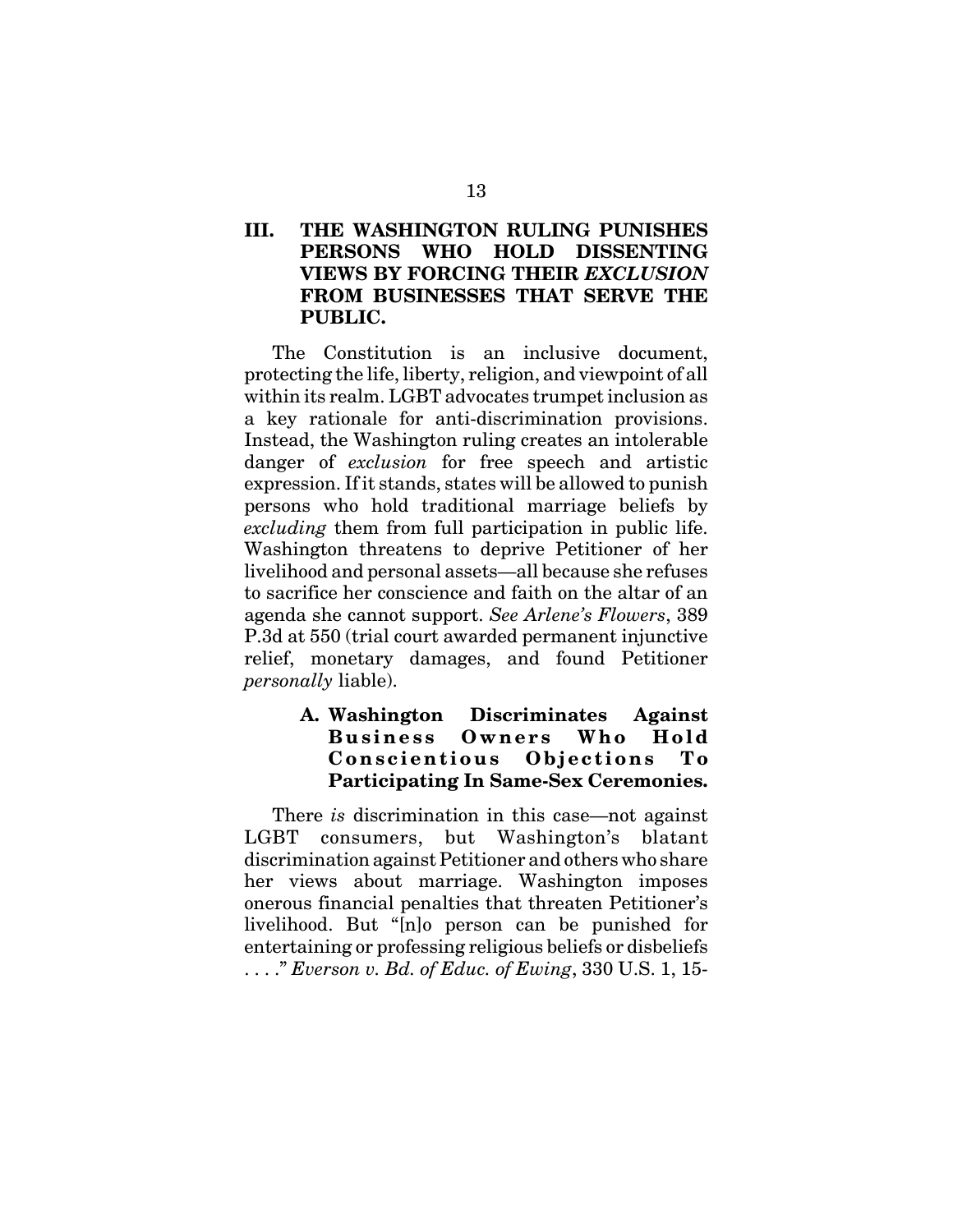## III. THE WASHINGTON RULING PUNISHES PERSONS WHO HOLD DISSENTING VIEWS BY FORCING THEIR *EXCLUSION* FROM BUSINESSES THAT SERVE THE PUBLIC.

The Constitution is an inclusive document, protecting the life, liberty, religion, and viewpoint of all within its realm. LGBT advocates trumpet inclusion as a key rationale for anti-discrimination provisions. Instead, the Washington ruling creates an intolerable danger of *exclusion* for free speech and artistic expression. If it stands, states will be allowed to punish persons who hold traditional marriage beliefs by *excluding* them from full participation in public life. Washington threatens to deprive Petitioner of her livelihood and personal assets—all because she refuses to sacrifice her conscience and faith on the altar of an agenda she cannot support. *See Arlene's Flowers*, 389 P.3d at 550 (trial court awarded permanent injunctive relief, monetary damages, and found Petitioner *personally* liable).

### A. Washington Discriminates Against Business Owners Who Hold Conscientious Objections To Participating In Same-Sex Ceremonies.

There *is* discrimination in this case—not against LGBT consumers, but Washington's blatant discrimination against Petitioner and others who share her views about marriage. Washington imposes onerous financial penalties that threaten Petitioner's livelihood. But "[n]o person can be punished for entertaining or professing religious beliefs or disbeliefs . . . ." *Everson v. Bd. of Educ. of Ewing*, 330 U.S. 1, 15-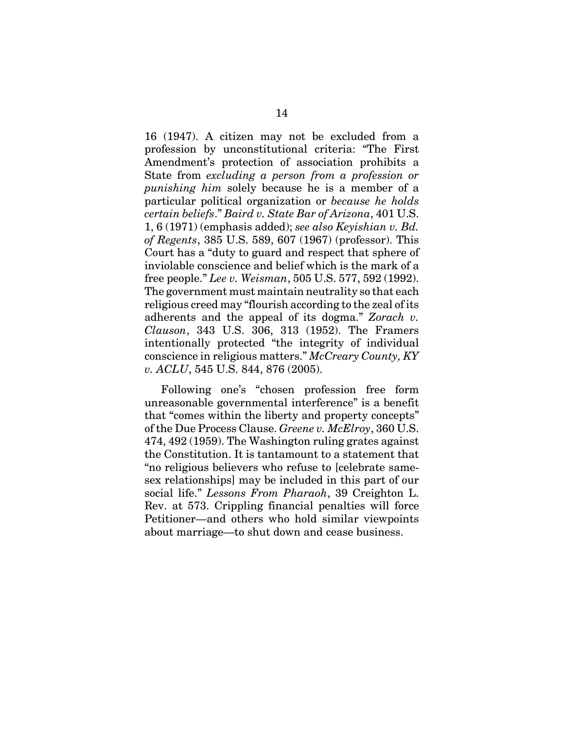16 (1947). A citizen may not be excluded from a profession by unconstitutional criteria: "The First Amendment's protection of association prohibits a State from *excluding a person from a profession or punishing him* solely because he is a member of a particular political organization or *because he holds certain beliefs*." *Baird v. State Bar of Arizona*, 401 U.S. 1, 6 (1971) (emphasis added); *see also Keyishian v. Bd. of Regents*, 385 U.S. 589, 607 (1967) (professor). This Court has a "duty to guard and respect that sphere of inviolable conscience and belief which is the mark of a free people." *Lee v. Weisman*, 505 U.S. 577, 592 (1992). The government must maintain neutrality so that each religious creed may "flourish according to the zeal of its adherents and the appeal of its dogma." *Zorach v. Clauson*, 343 U.S. 306, 313 (1952). The Framers intentionally protected "the integrity of individual conscience in religious matters." *McCreary County, KY v. ACLU*, 545 U.S. 844, 876 (2005).

Following one's "chosen profession free form unreasonable governmental interference" is a benefit that "comes within the liberty and property concepts" of the Due Process Clause. *Greene v. McElroy*, 360 U.S. 474, 492 (1959). The Washington ruling grates against the Constitution. It is tantamount to a statement that "no religious believers who refuse to [celebrate same-sex relationships] may be included in this part of our social life." *Lessons From Pharaoh*, 39 Creighton L. Rev. at 573. Crippling financial penalties will force Petitioner—and others who hold similar viewpoints about marriage—to shut down and cease business.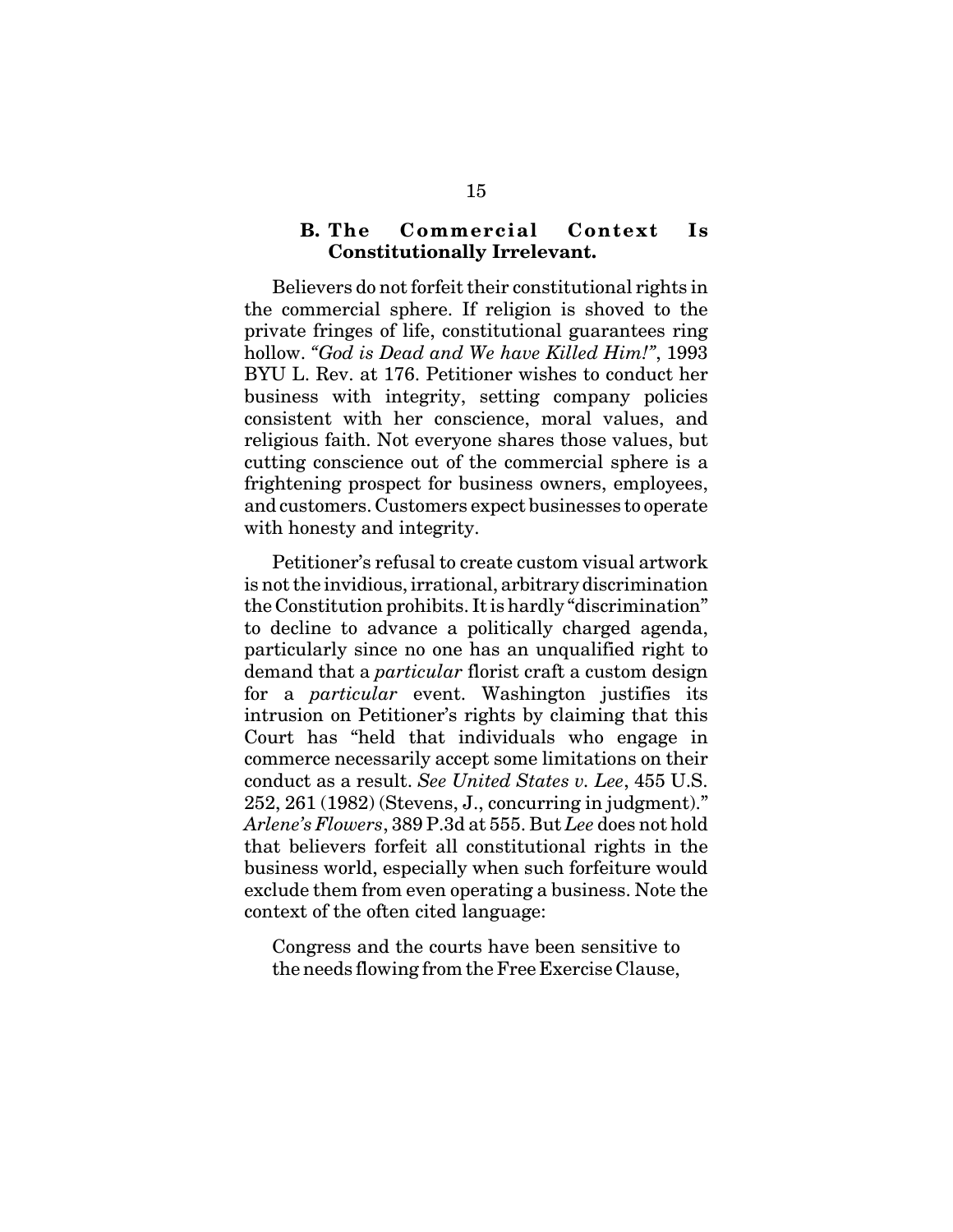### B. The Commercial Context Is Constitutionally Irrelevant.

Believers do not forfeit their constitutional rights in the commercial sphere. If religion is shoved to the private fringes of life, constitutional guarantees ring hollow. *"God is Dead and We have Killed Him!"*, 1993 BYU L. Rev. at 176. Petitioner wishes to conduct her business with integrity, setting company policies consistent with her conscience, moral values, and religious faith. Not everyone shares those values, but cutting conscience out of the commercial sphere is a frightening prospect for business owners, employees, and customers. Customers expect businesses to operate with honesty and integrity.

Petitioner's refusal to create custom visual artwork is not the invidious, irrational, arbitrary discrimination the Constitution prohibits. It is hardly "discrimination" to decline to advance a politically charged agenda, particularly since no one has an unqualified right to demand that a *particular* florist craft a custom design for a *particular* event. Washington justifies its intrusion on Petitioner's rights by claiming that this Court has "held that individuals who engage in commerce necessarily accept some limitations on their conduct as a result. *See United States v. Lee*, 455 U.S. 252, 261 (1982) (Stevens, J., concurring in judgment)." *Arlene's Flowers*, 389 P.3d at 555. But *Lee* does not hold that believers forfeit all constitutional rights in the business world, especially when such forfeiture would exclude them from even operating a business. Note the context of the often cited language:

> Congress and the courts have been sensitive to the needs flowing from the Free Exercise Clause,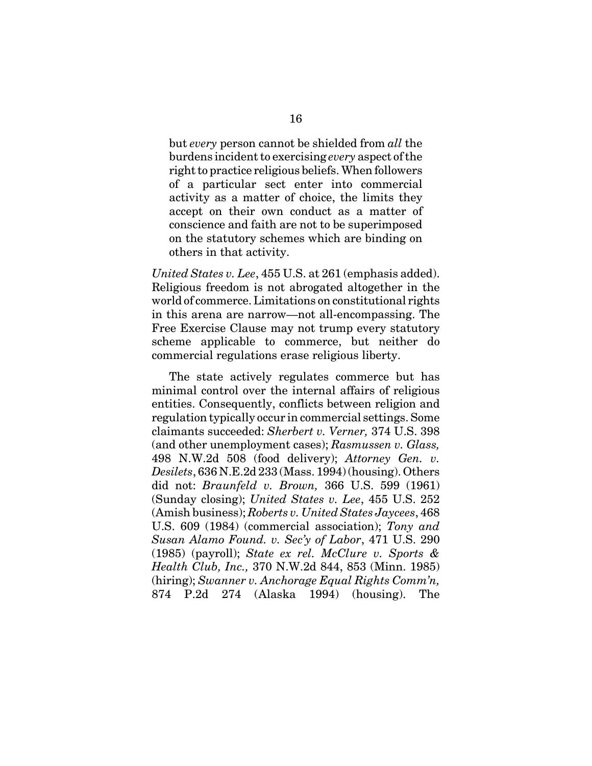> but *every* person cannot be shielded from *all* the burdens incident to exercising *every* aspect of the right to practice religious beliefs. When followers of a particular sect enter into commercial activity as a matter of choice, the limits they accept on their own conduct as a matter of conscience and faith are not to be superimposed on the statutory schemes which are binding on others in that activity.

*United States v. Lee*, 455 U.S. at 261 (emphasis added). Religious freedom is not abrogated altogether in the world of commerce. Limitations on constitutional rights in this arena are narrow—not all-encompassing. The Free Exercise Clause may not trump every statutory scheme applicable to commerce, but neither do commercial regulations erase religious liberty.

The state actively regulates commerce but has minimal control over the internal affairs of religious entities. Consequently, conflicts between religion and regulation typically occur in commercial settings. Some claimants succeeded: *Sherbert v. Verner,* 374 U.S. 398 (and other unemployment cases); *Rasmussen v. Glass,* 498 N.W.2d 508 (food delivery); *Attorney Gen. v. Desilets*, 636 N.E.2d 233 (Mass. 1994) (housing). Others did not: *Braunfeld v. Brown,* 366 U.S. 599 (1961) (Sunday closing); *United States v. Lee*, 455 U.S. 252 (Amish business); *Roberts v. United States Jaycees*, 468 U.S. 609 (1984) (commercial association); *Tony and Susan Alamo Found. v. Sec'y of Labor*, 471 U.S. 290 (1985) (payroll); *State ex rel. McClure v. Sports & Health Club, Inc.,* 370 N.W.2d 844, 853 (Minn. 1985) (hiring); *Swanner v. Anchorage Equal Rights Comm'n,* 874 P.2d 274 (Alaska 1994) (housing). The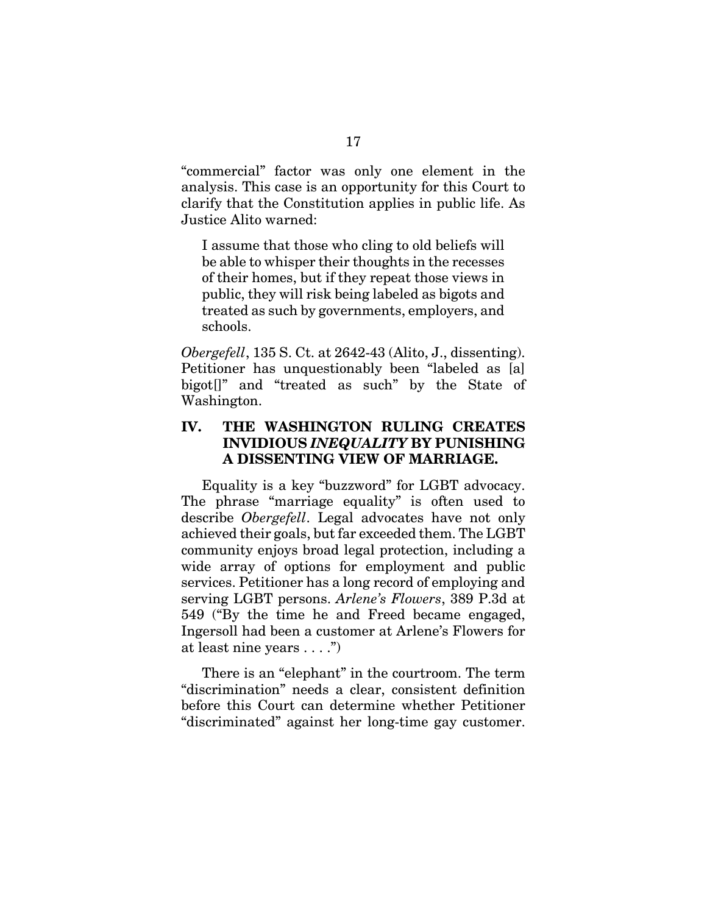"commercial" factor was only one element in the analysis. This case is an opportunity for this Court to clarify that the Constitution applies in public life. As Justice Alito warned:

> I assume that those who cling to old beliefs will be able to whisper their thoughts in the recesses of their homes, but if they repeat those views in public, they will risk being labeled as bigots and treated as such by governments, employers, and schools.

*Obergefell*, 135 S. Ct. at 2642-43 (Alito, J., dissenting). Petitioner has unquestionably been "labeled as [a] bigot[]" and "treated as such" by the State of Washington.

## IV. THE WASHINGTON RULING CREATES INVIDIOUS *INEQUALITY* BY PUNISHING A DISSENTING VIEW OF MARRIAGE.

Equality is a key "buzzword" for LGBT advocacy. The phrase "marriage equality" is often used to describe *Obergefell*. Legal advocates have not only achieved their goals, but far exceeded them. The LGBT community enjoys broad legal protection, including a wide array of options for employment and public services. Petitioner has a long record of employing and serving LGBT persons. *Arlene's Flowers*, 389 P.3d at 549 ("By the time he and Freed became engaged, Ingersoll had been a customer at Arlene's Flowers for at least nine years . . . .")

There is an "elephant" in the courtroom. The term "discrimination" needs a clear, consistent definition before this Court can determine whether Petitioner "discriminated" against her long-time gay customer.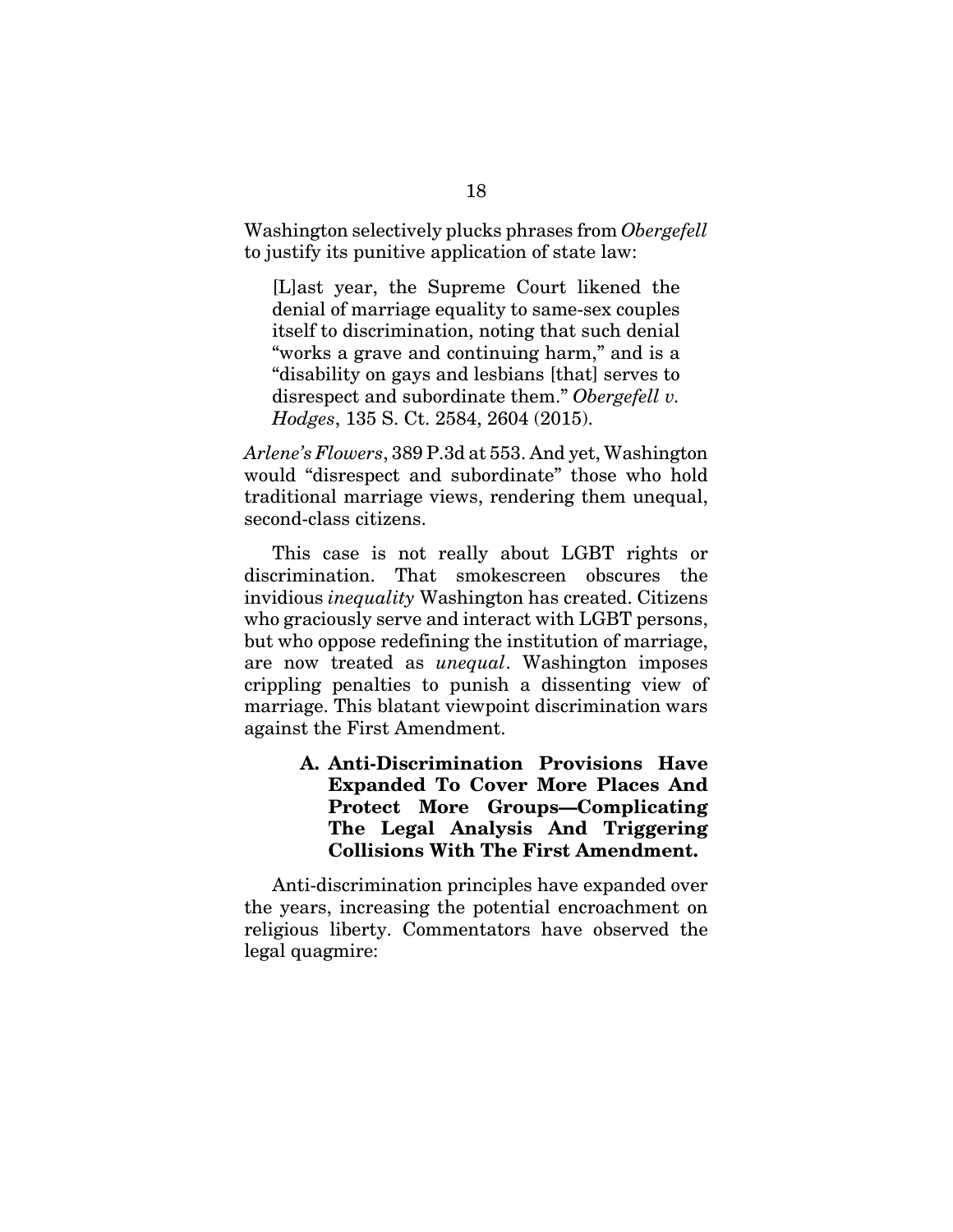Washington selectively plucks phrases from *Obergefell* to justify its punitive application of state law:

> [L]ast year, the Supreme Court likened the denial of marriage equality to same-sex couples itself to discrimination, noting that such denial "works a grave and continuing harm," and is a "disability on gays and lesbians [that] serves to disrespect and subordinate them." *Obergefell v. Hodges*, 135 S. Ct. 2584, 2604 (2015).

*Arlene's Flowers*, 389 P.3d at 553. And yet, Washington would "disrespect and subordinate" those who hold traditional marriage views, rendering them unequal, second-class citizens.

This case is not really about LGBT rights or discrimination. That smokescreen obscures the invidious *inequality* Washington has created. Citizens who graciously serve and interact with LGBT persons, but who oppose redefining the institution of marriage, are now treated as *unequal*. Washington imposes crippling penalties to punish a dissenting view of marriage. This blatant viewpoint discrimination wars against the First Amendment.

### A. Anti-Discrimination Provisions Have Expanded To Cover More Places And Protect More Groups—Complicating The Legal Analysis And Triggering Collisions With The First Amendment.

Anti-discrimination principles have expanded over the years, increasing the potential encroachment on religious liberty. Commentators have observed the legal quagmire: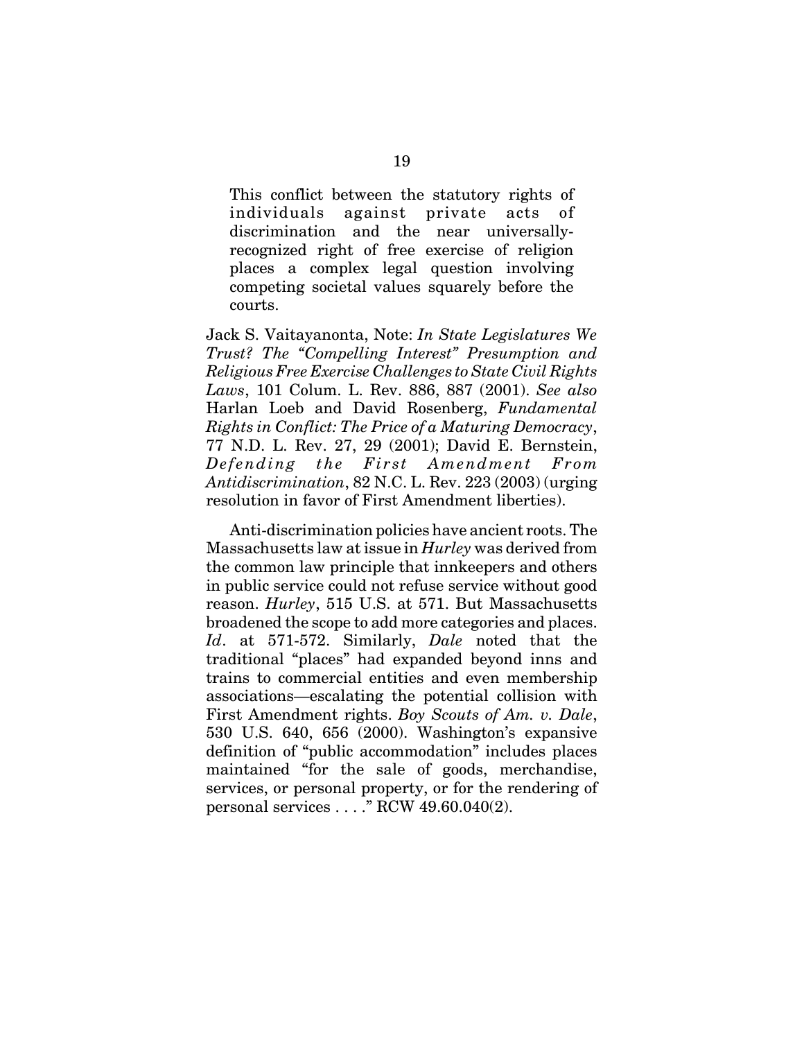> This conflict between the statutory rights of individuals against private acts of discrimination and the near universally-recognized right of free exercise of religion places a complex legal question involving competing societal values squarely before the courts.

Jack S. Vaitayanonta, Note: *In State Legislatures We Trust? The "Compelling Interest" Presumption and Religious Free Exercise Challenges to State Civil Rights Laws*, 101 Colum. L. Rev. 886, 887 (2001). *See also* Harlan Loeb and David Rosenberg, *Fundamental Rights in Conflict: The Price of a Maturing Democracy*, 77 N.D. L. Rev. 27, 29 (2001); David E. Bernstein, *Defending the First Amendment From Antidiscrimination*, 82 N.C. L. Rev. 223 (2003) (urging resolution in favor of First Amendment liberties).

Anti-discrimination policies have ancient roots. The Massachusetts law at issue in *Hurley* was derived from the common law principle that innkeepers and others in public service could not refuse service without good reason. *Hurley*, 515 U.S. at 571. But Massachusetts broadened the scope to add more categories and places. *Id*. at 571-572. Similarly, *Dale* noted that the traditional "places" had expanded beyond inns and trains to commercial entities and even membership associations—escalating the potential collision with First Amendment rights. *Boy Scouts of Am. v. Dale*, 530 U.S. 640, 656 (2000). Washington's expansive definition of "public accommodation" includes places maintained "for the sale of goods, merchandise, services, or personal property, or for the rendering of personal services . . . ." RCW 49.60.040(2).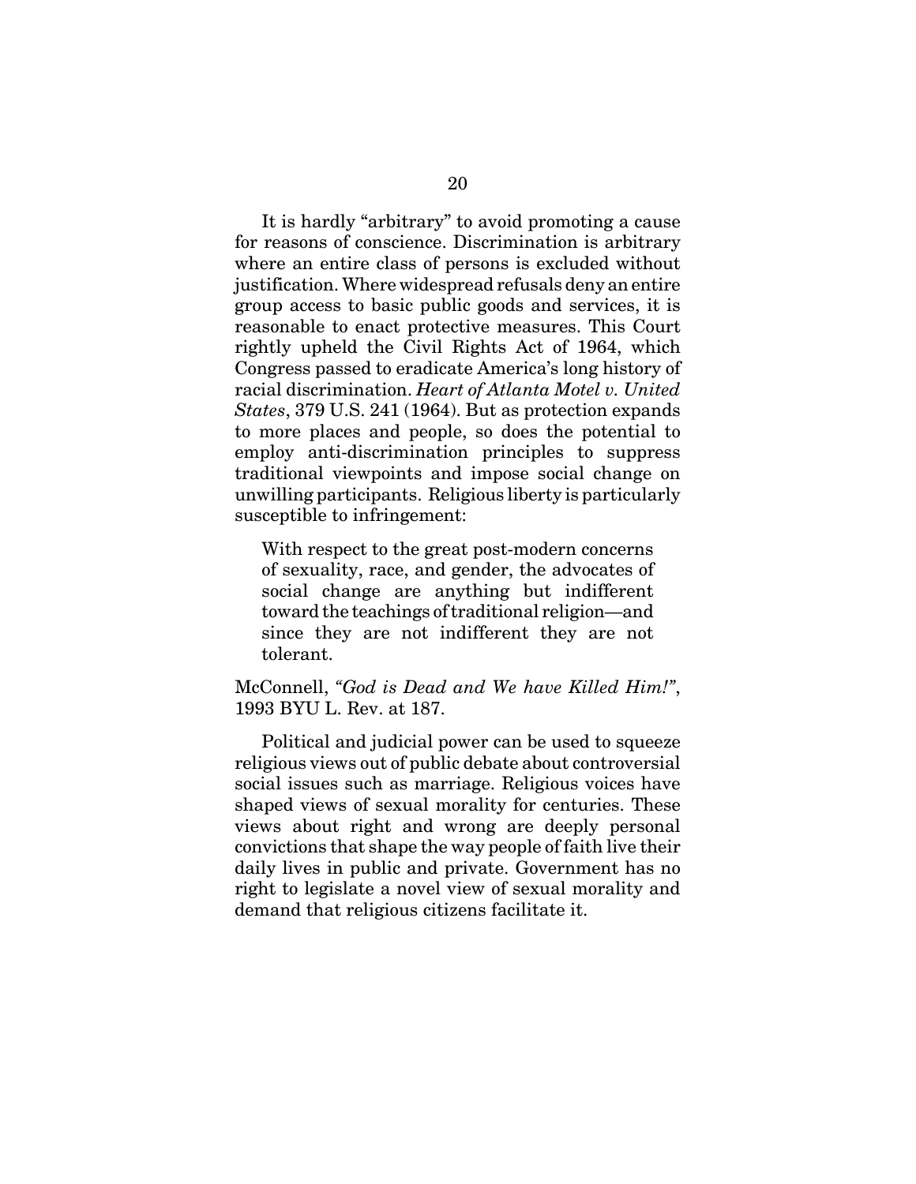It is hardly "arbitrary" to avoid promoting a cause for reasons of conscience. Discrimination is arbitrary where an entire class of persons is excluded without justification. Where widespread refusals deny an entire group access to basic public goods and services, it is reasonable to enact protective measures. This Court rightly upheld the Civil Rights Act of 1964, which Congress passed to eradicate America's long history of racial discrimination. *Heart of Atlanta Motel v. United States*, 379 U.S. 241 (1964). But as protection expands to more places and people, so does the potential to employ anti-discrimination principles to suppress traditional viewpoints and impose social change on unwilling participants. Religious liberty is particularly susceptible to infringement:

> With respect to the great post-modern concerns of sexuality, race, and gender, the advocates of social change are anything but indifferent toward the teachings of traditional religion—and since they are not indifferent they are not tolerant.

McConnell, *"God is Dead and We have Killed Him!"*, 1993 BYU L. Rev. at 187.

Political and judicial power can be used to squeeze religious views out of public debate about controversial social issues such as marriage. Religious voices have shaped views of sexual morality for centuries. These views about right and wrong are deeply personal convictions that shape the way people of faith live their daily lives in public and private. Government has no right to legislate a novel view of sexual morality and demand that religious citizens facilitate it.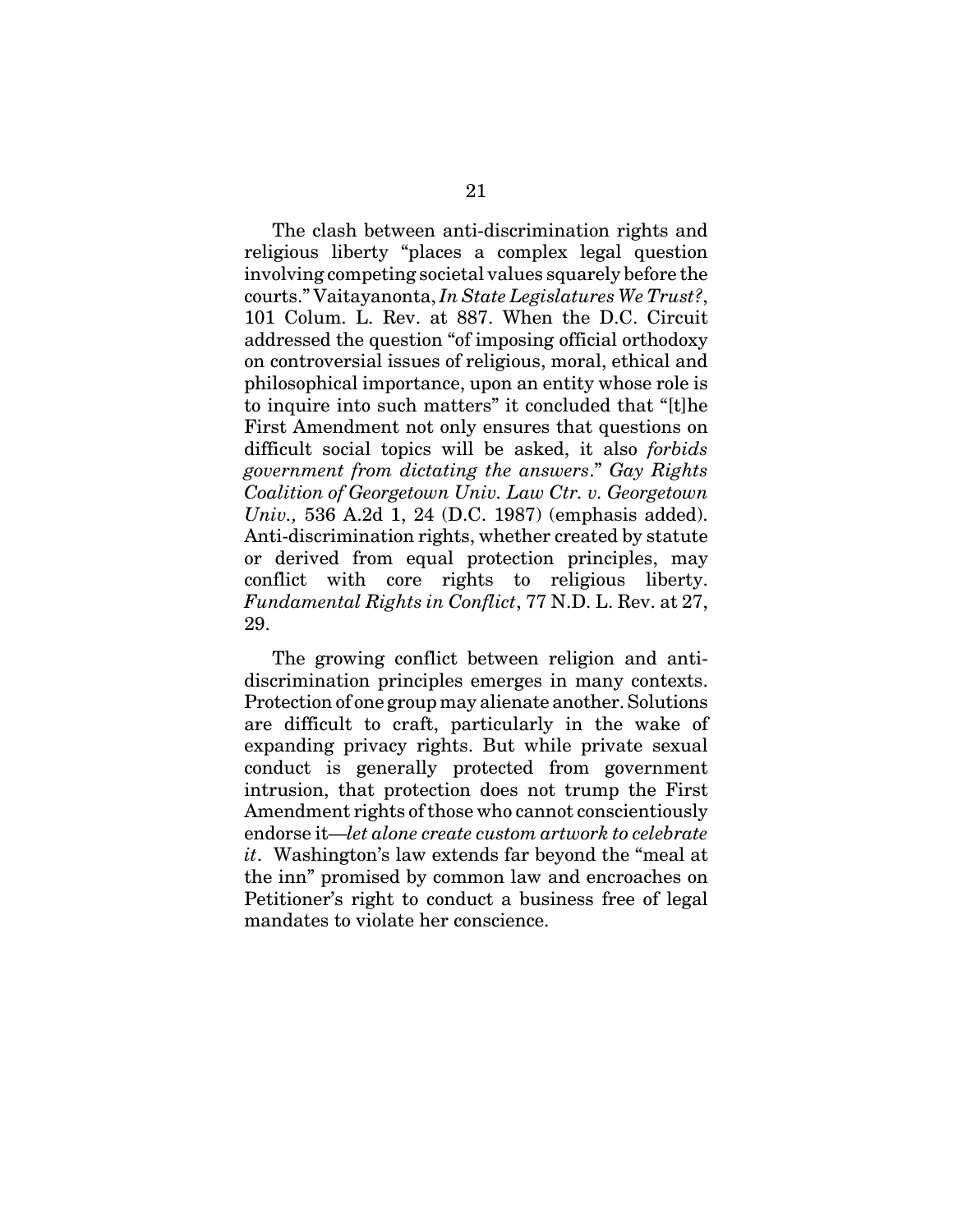The clash between anti-discrimination rights and religious liberty "places a complex legal question involving competing societal values squarely before the courts." Vaitayanonta, *In State Legislatures We Trust?*, 101 Colum. L. Rev. at 887. When the D.C. Circuit addressed the question "of imposing official orthodoxy on controversial issues of religious, moral, ethical and philosophical importance, upon an entity whose role is to inquire into such matters" it concluded that "[t]he First Amendment not only ensures that questions on difficult social topics will be asked, it also *forbids government from dictating the answers*." *Gay Rights Coalition of Georgetown Univ. Law Ctr. v. Georgetown Univ.,* 536 A.2d 1, 24 (D.C. 1987) (emphasis added). Anti-discrimination rights, whether created by statute or derived from equal protection principles, may conflict with core rights to religious liberty. *Fundamental Rights in Conflict*, 77 N.D. L. Rev. at 27, 29.

The growing conflict between religion and anti-discrimination principles emerges in many contexts. Protection of one group may alienate another. Solutions are difficult to craft, particularly in the wake of expanding privacy rights. But while private sexual conduct is generally protected from government intrusion, that protection does not trump the First Amendment rights of those who cannot conscientiously endorse it—*let alone create custom artwork to celebrate it*. Washington's law extends far beyond the "meal at the inn" promised by common law and encroaches on Petitioner's right to conduct a business free of legal mandates to violate her conscience.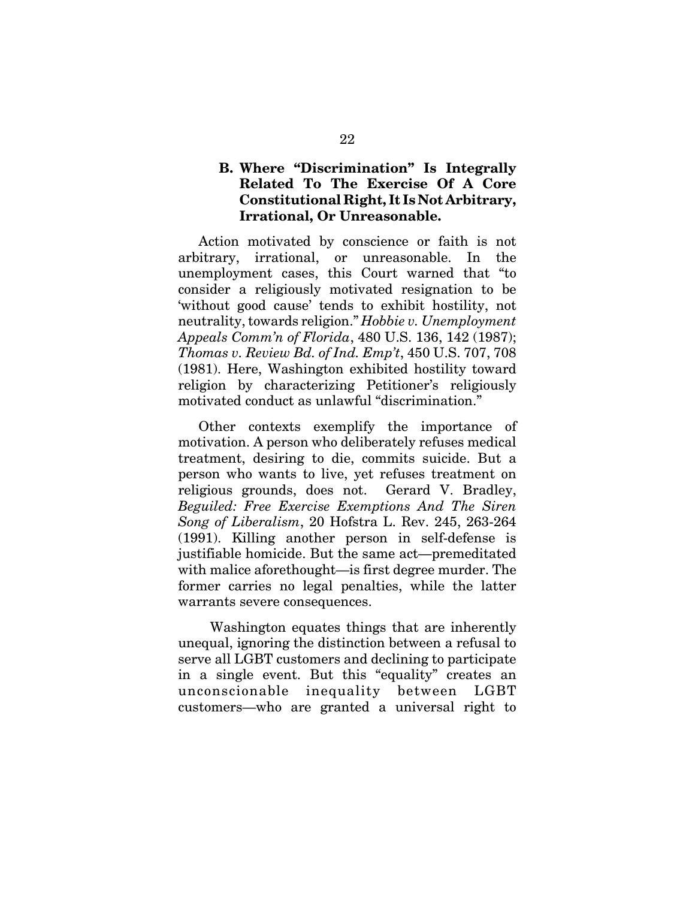### B. Where "Discrimination" Is Integrally Related To The Exercise Of A Core Constitutional Right, It Is Not Arbitrary, Irrational, Or Unreasonable.

Action motivated by conscience or faith is not arbitrary, irrational, or unreasonable. In the unemployment cases, this Court warned that "to consider a religiously motivated resignation to be 'without good cause' tends to exhibit hostility, not neutrality, towards religion." *Hobbie v. Unemployment Appeals Comm'n of Florida*, 480 U.S. 136, 142 (1987); *Thomas v. Review Bd. of Ind. Emp't*, 450 U.S. 707, 708 (1981). Here, Washington exhibited hostility toward religion by characterizing Petitioner's religiously motivated conduct as unlawful "discrimination."

Other contexts exemplify the importance of motivation. A person who deliberately refuses medical treatment, desiring to die, commits suicide. But a person who wants to live, yet refuses treatment on religious grounds, does not. Gerard V. Bradley, *Beguiled: Free Exercise Exemptions And The Siren Song of Liberalism*, 20 Hofstra L. Rev. 245, 263-264 (1991). Killing another person in self-defense is justifiable homicide. But the same act—premeditated with malice aforethought—is first degree murder. The former carries no legal penalties, while the latter warrants severe consequences.

Washington equates things that are inherently unequal, ignoring the distinction between a refusal to serve all LGBT customers and declining to participate in a single event. But this "equality" creates an unconscionable inequality between LGBT customers—who are granted a universal right to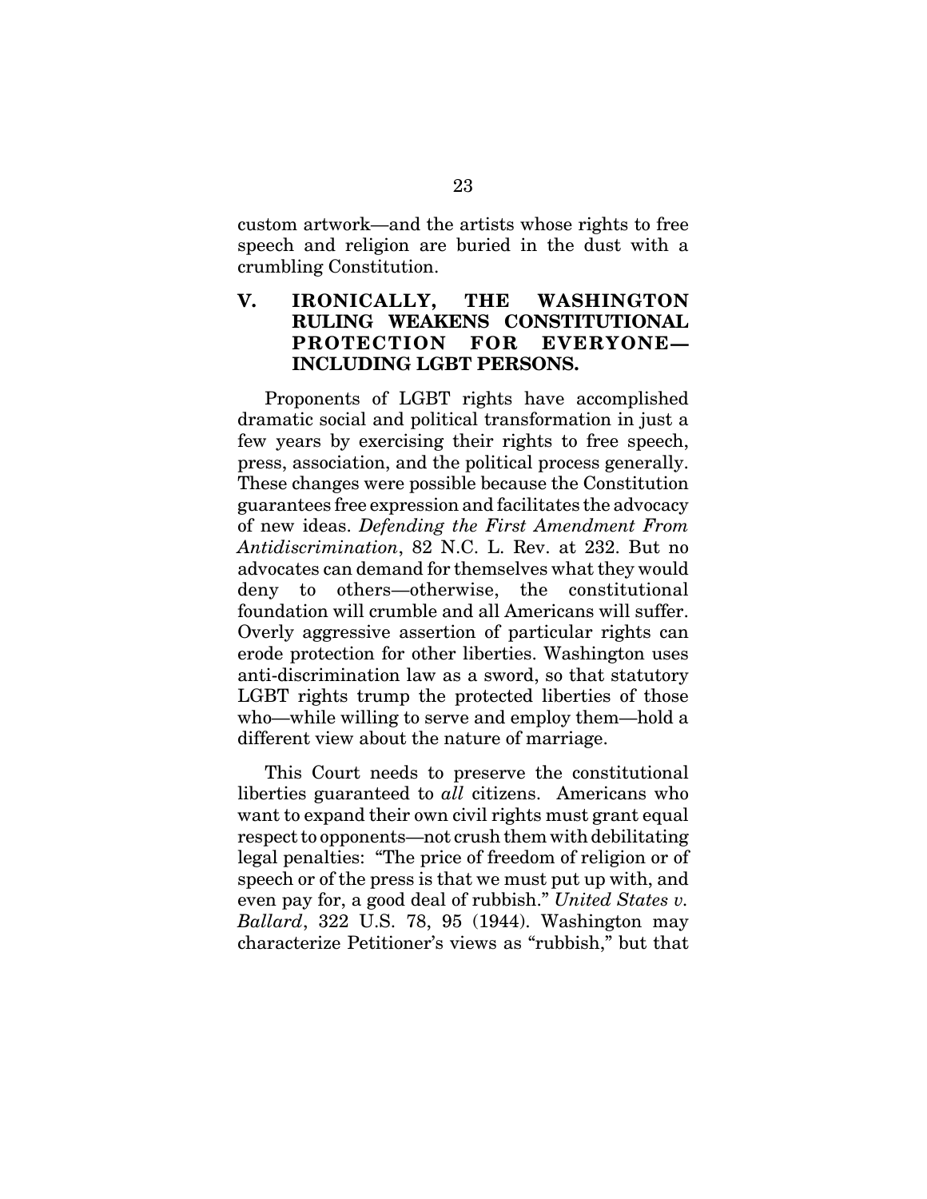custom artwork—and the artists whose rights to free speech and religion are buried in the dust with a crumbling Constitution.

## V. IRONICALLY, THE WASHINGTON RULING WEAKENS CONSTITUTIONAL PROTECTION FOR EVERYONE—INCLUDING LGBT PERSONS.

Proponents of LGBT rights have accomplished dramatic social and political transformation in just a few years by exercising their rights to free speech, press, association, and the political process generally. These changes were possible because the Constitution guarantees free expression and facilitates the advocacy of new ideas. *Defending the First Amendment From Antidiscrimination*, 82 N.C. L. Rev. at 232. But no advocates can demand for themselves what they would deny to others—otherwise, the constitutional foundation will crumble and all Americans will suffer. Overly aggressive assertion of particular rights can erode protection for other liberties. Washington uses anti-discrimination law as a sword, so that statutory LGBT rights trump the protected liberties of those who—while willing to serve and employ them—hold a different view about the nature of marriage.

This Court needs to preserve the constitutional liberties guaranteed to *all* citizens. Americans who want to expand their own civil rights must grant equal respect to opponents—not crush them with debilitating legal penalties: "The price of freedom of religion or of speech or of the press is that we must put up with, and even pay for, a good deal of rubbish." *United States v. Ballard*, 322 U.S. 78, 95 (1944). Washington may characterize Petitioner's views as "rubbish," but that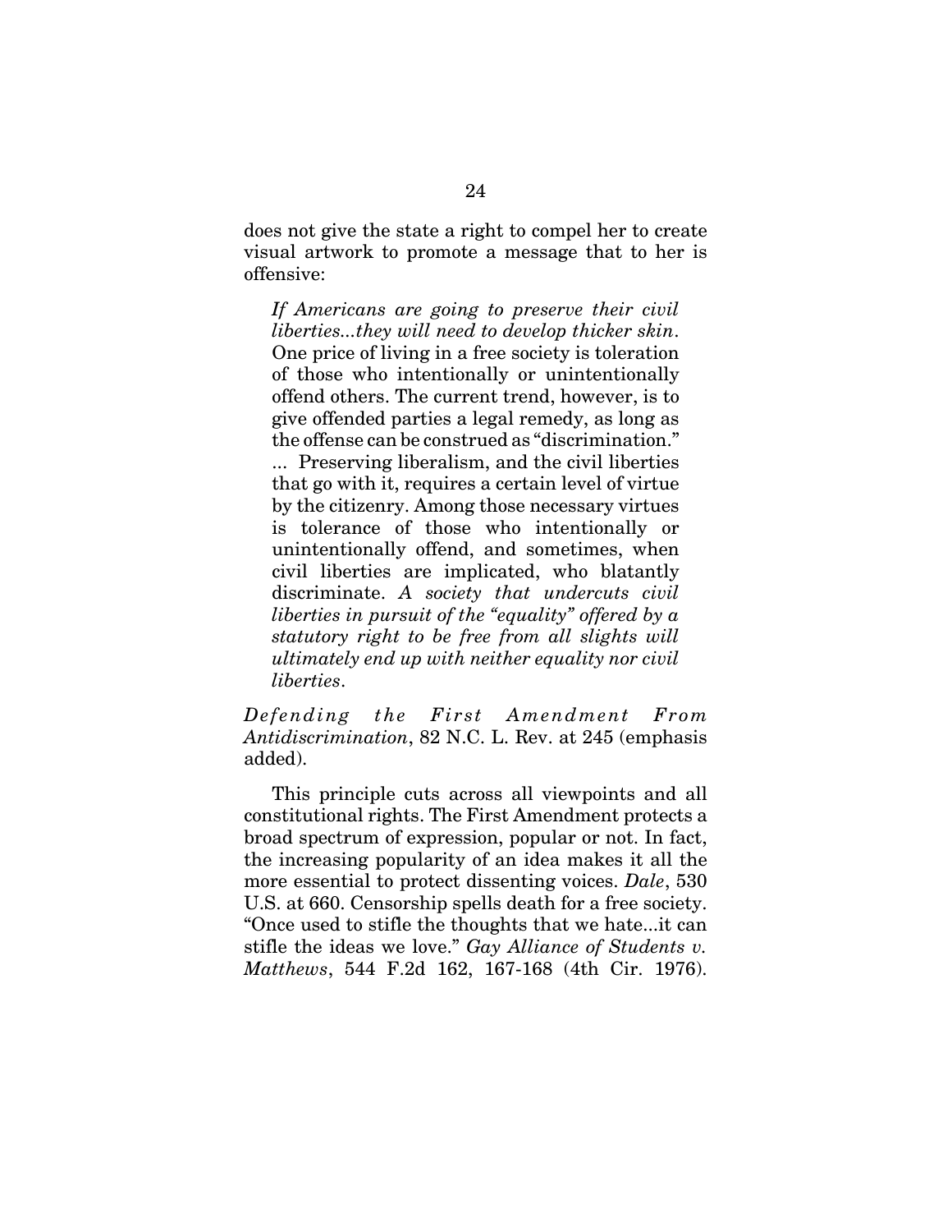does not give the state a right to compel her to create visual artwork to promote a message that to her is offensive:

> *If Americans are going to preserve their civil liberties...they will need to develop thicker skin*. One price of living in a free society is toleration of those who intentionally or unintentionally offend others. The current trend, however, is to give offended parties a legal remedy, as long as the offense can be construed as "discrimination." ... Preserving liberalism, and the civil liberties that go with it, requires a certain level of virtue by the citizenry. Among those necessary virtues is tolerance of those who intentionally or unintentionally offend, and sometimes, when civil liberties are implicated, who blatantly discriminate. *A society that undercuts civil liberties in pursuit of the "equality" offered by a statutory right to be free from all slights will ultimately end up with neither equality nor civil liberties*.

*Defending the First Amendment From Antidiscrimination*, 82 N.C. L. Rev. at 245 (emphasis added).

This principle cuts across all viewpoints and all constitutional rights. The First Amendment protects a broad spectrum of expression, popular or not. In fact, the increasing popularity of an idea makes it all the more essential to protect dissenting voices. *Dale*, 530 U.S. at 660. Censorship spells death for a free society. "Once used to stifle the thoughts that we hate...it can stifle the ideas we love." *Gay Alliance of Students v. Matthews*, 544 F.2d 162, 167-168 (4th Cir. 1976).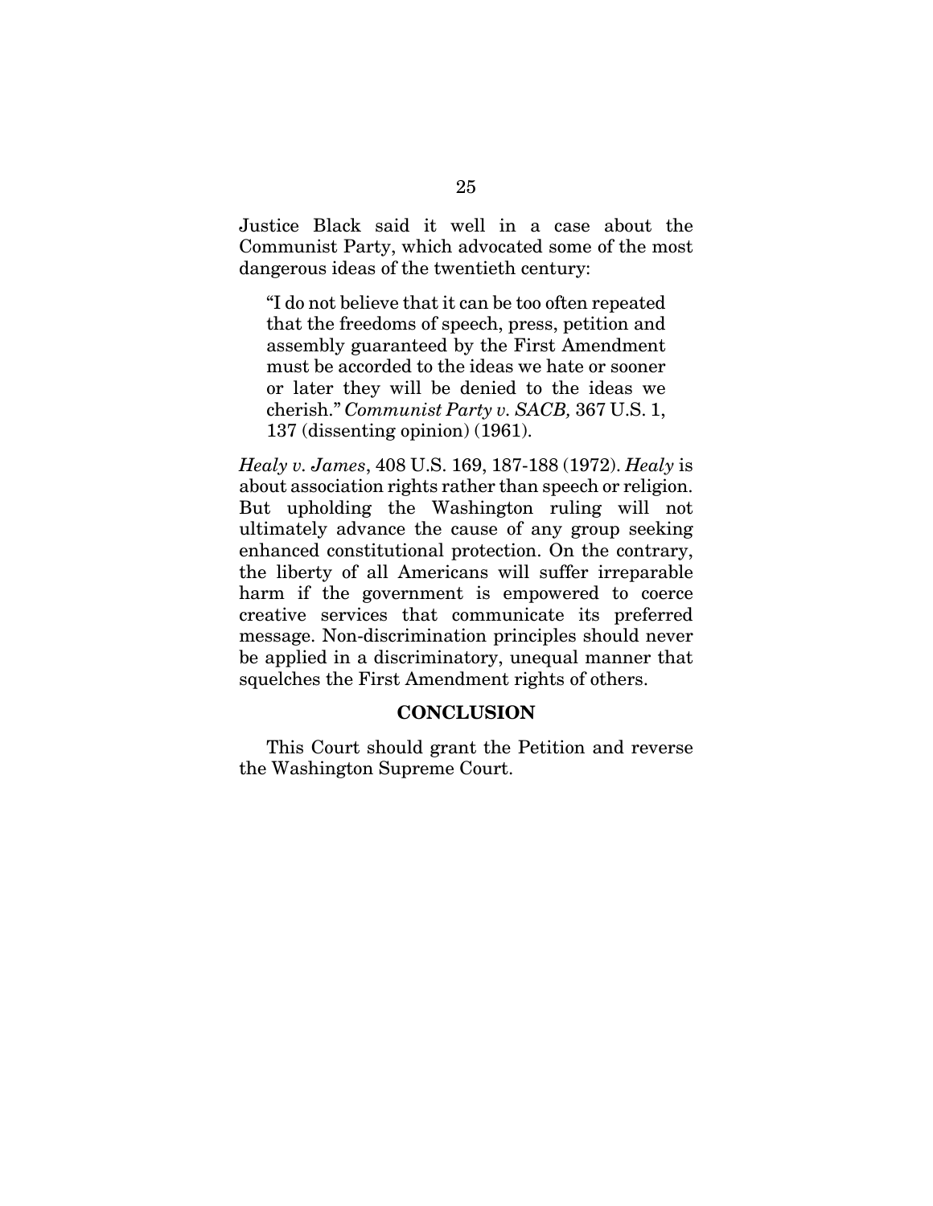Justice Black said it well in a case about the Communist Party, which advocated some of the most dangerous ideas of the twentieth century:

> "I do not believe that it can be too often repeated that the freedoms of speech, press, petition and assembly guaranteed by the First Amendment must be accorded to the ideas we hate or sooner or later they will be denied to the ideas we cherish." *Communist Party v. SACB,* 367 U.S. 1, 137 (dissenting opinion) (1961).

*Healy v. James*, 408 U.S. 169, 187-188 (1972). *Healy* is about association rights rather than speech or religion. But upholding the Washington ruling will not ultimately advance the cause of any group seeking enhanced constitutional protection. On the contrary, the liberty of all Americans will suffer irreparable harm if the government is empowered to coerce creative services that communicate its preferred message. Non-discrimination principles should never be applied in a discriminatory, unequal manner that squelches the First Amendment rights of others.

## CONCLUSION

This Court should grant the Petition and reverse the Washington Supreme Court.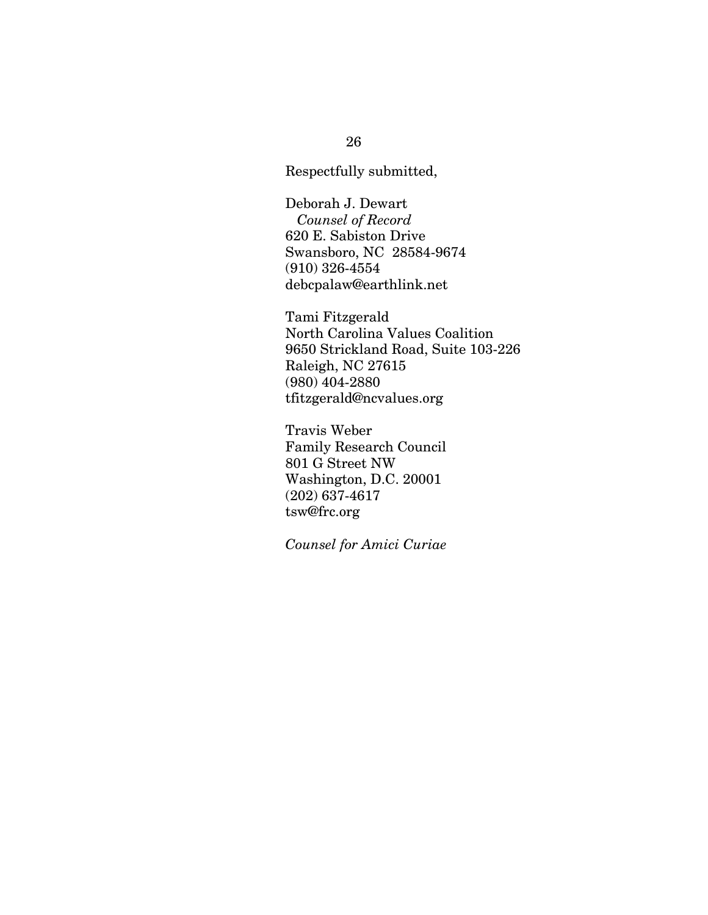Respectfully submitted,

Deborah J. Dewart
*Counsel of Record*
620 E. Sabiston Drive
Swansboro, NC 28584-9674
(910) 326-4554
debcpalaw@earthlink.net

Tami Fitzgerald
North Carolina Values Coalition
9650 Strickland Road, Suite 103-226
Raleigh, NC 27615
(980) 404-2880
tfitzgerald@ncvalues.org

Travis Weber
Family Research Council
801 G Street NW
Washington, D.C. 20001
(202) 637-4617
tsw@frc.org

*Counsel for Amici Curiae*